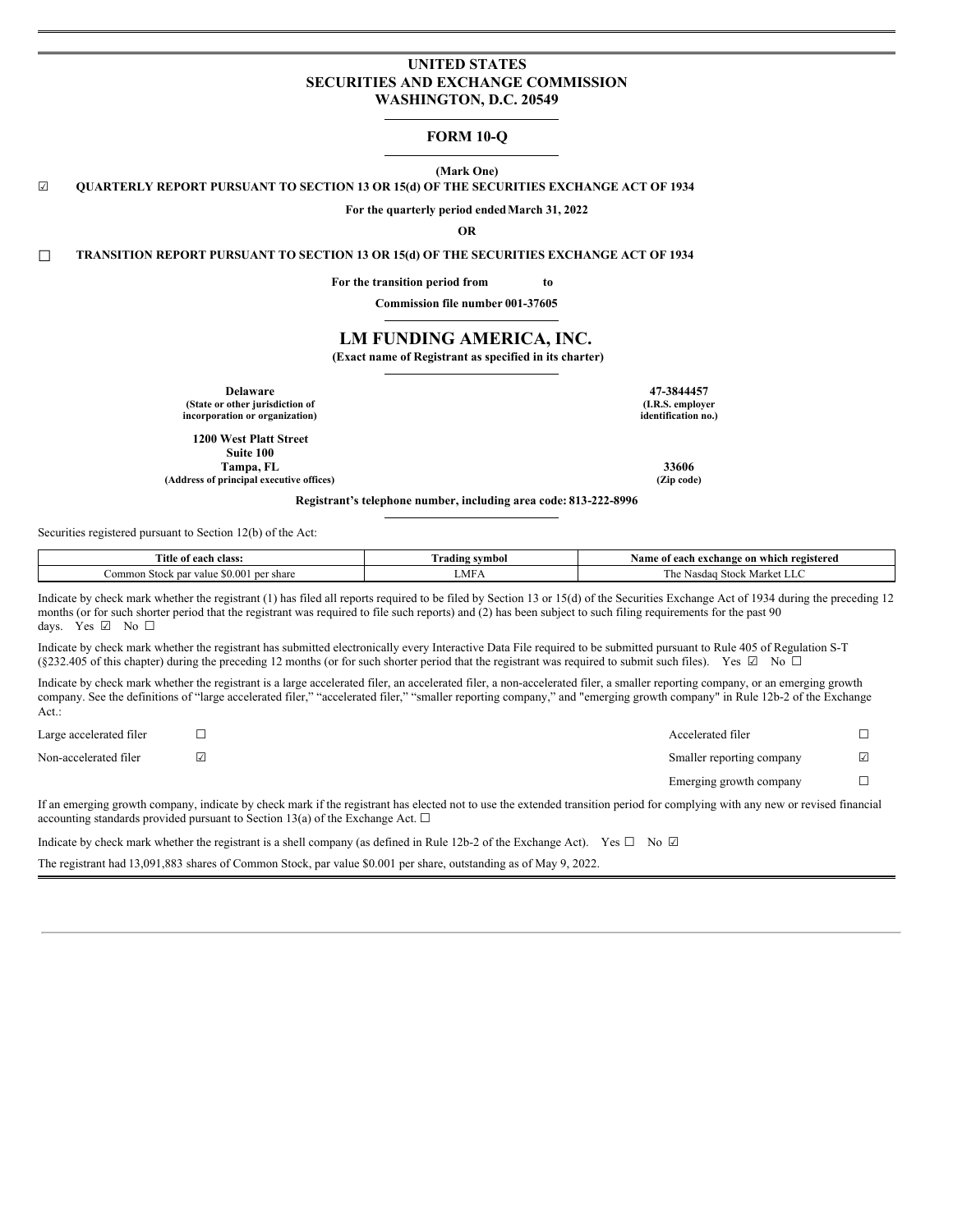# UNITED STATES
# SECURITIES AND EXCHANGE COMMISSION
# WASHINGTON, D.C. 20549

## FORM 10-Q

**(Mark One)**

☑ **QUARTERLY REPORT PURSUANT TO SECTION 13 OR 15(d) OF THE SECURITIES EXCHANGE ACT OF 1934**

**For the quarterly period ended March 31, 2022**

**OR**

☐ **TRANSITION REPORT PURSUANT TO SECTION 13 OR 15(d) OF THE SECURITIES EXCHANGE ACT OF 1934**

**For the transition period from to**

**Commission file number 001-37605**

# LM FUNDING AMERICA, INC.

**(Exact name of Registrant as specified in its charter)**

| | |
|---|---|
| **Delaware**<br>**(State or other jurisdiction of incorporation or organization)** | **47-3844457**<br>**(I.R.S. employer identification no.)** |
| **1200 West Platt Street**<br>**Suite 100**<br>**Tampa, FL**<br>**(Address of principal executive offices)** | **33606**<br>**(Zip code)** |

**Registrant's telephone number, including area code: 813-222-8996**

Securities registered pursuant to Section 12(b) of the Act:

| Title of each class: | Trading symbol | Name of each exchange on which registered |
|---|---|---|
| Common Stock par value $0.001 per share | LMFA | The Nasdaq Stock Market LLC |

Indicate by check mark whether the registrant (1) has filed all reports required to be filed by Section 13 or 15(d) of the Securities Exchange Act of 1934 during the preceding 12 months (or for such shorter period that the registrant was required to file such reports) and (2) has been subject to such filing requirements for the past 90 days. Yes ☑ No ☐

Indicate by check mark whether the registrant has submitted electronically every Interactive Data File required to be submitted pursuant to Rule 405 of Regulation S-T (§232.405 of this chapter) during the preceding 12 months (or for such shorter period that the registrant was required to submit such files). Yes ☑ No ☐

Indicate by check mark whether the registrant is a large accelerated filer, an accelerated filer, a non-accelerated filer, a smaller reporting company, or an emerging growth company. See the definitions of "large accelerated filer," "accelerated filer," "smaller reporting company," and "emerging growth company" in Rule 12b-2 of the Exchange Act.:

| | | | |
|---|---|---|---|
| Large accelerated filer | ☐ | Accelerated filer | ☐ |
| Non-accelerated filer | ☑ | Smaller reporting company | ☑ |
| | | Emerging growth company | ☐ |

If an emerging growth company, indicate by check mark if the registrant has elected not to use the extended transition period for complying with any new or revised financial accounting standards provided pursuant to Section 13(a) of the Exchange Act. ☐

Indicate by check mark whether the registrant is a shell company (as defined in Rule 12b-2 of the Exchange Act). Yes ☐ No ☑

The registrant had 13,091,883 shares of Common Stock, par value $0.001 per share, outstanding as of May 9, 2022.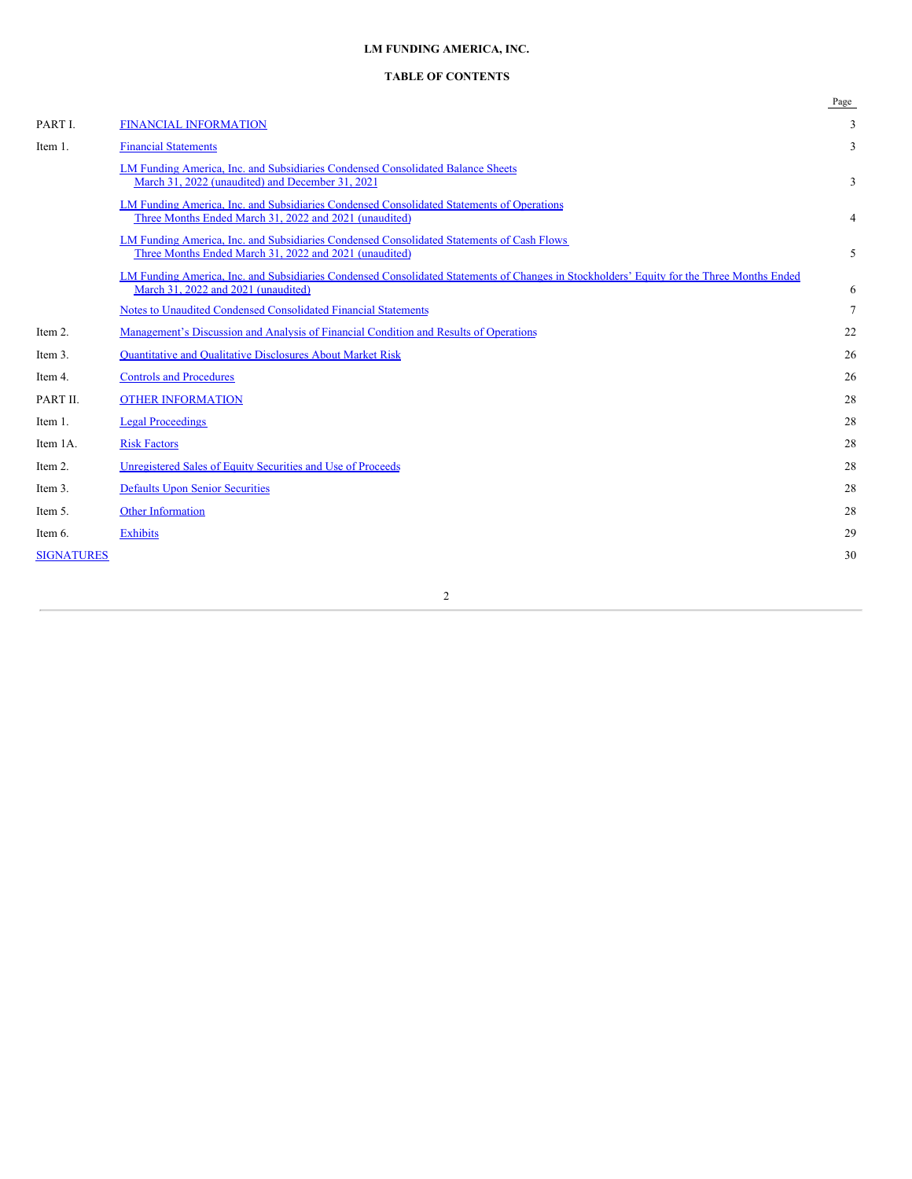**LM FUNDING AMERICA, INC.**

**TABLE OF CONTENTS**

| | | Page |
|---|---|---|
| PART I. | FINANCIAL INFORMATION | 3 |
| Item 1. | Financial Statements | 3 |
| | LM Funding America, Inc. and Subsidiaries Condensed Consolidated Balance Sheets March 31, 2022 (unaudited) and December 31, 2021 | 3 |
| | LM Funding America, Inc. and Subsidiaries Condensed Consolidated Statements of Operations Three Months Ended March 31, 2022 and 2021 (unaudited) | 4 |
| | LM Funding America, Inc. and Subsidiaries Condensed Consolidated Statements of Cash Flows Three Months Ended March 31, 2022 and 2021 (unaudited) | 5 |
| | LM Funding America, Inc. and Subsidiaries Condensed Consolidated Statements of Changes in Stockholders' Equity for the Three Months Ended March 31, 2022 and 2021 (unaudited) | 6 |
| | Notes to Unaudited Condensed Consolidated Financial Statements | 7 |
| Item 2. | Management's Discussion and Analysis of Financial Condition and Results of Operations | 22 |
| Item 3. | Quantitative and Qualitative Disclosures About Market Risk | 26 |
| Item 4. | Controls and Procedures | 26 |
| PART II. | OTHER INFORMATION | 28 |
| Item 1. | Legal Proceedings | 28 |
| Item 1A. | Risk Factors | 28 |
| Item 2. | Unregistered Sales of Equity Securities and Use of Proceeds | 28 |
| Item 3. | Defaults Upon Senior Securities | 28 |
| Item 5. | Other Information | 28 |
| Item 6. | Exhibits | 29 |
| SIGNATURES | | 30 |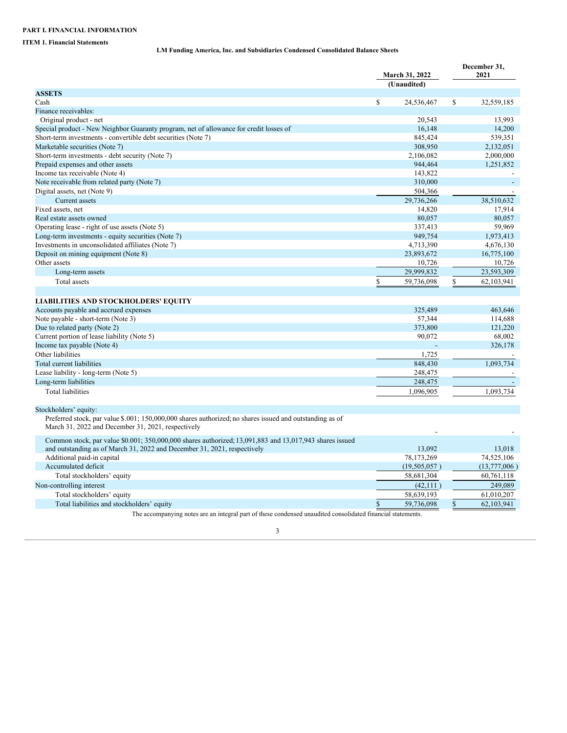**PART I. FINANCIAL INFORMATION**

**ITEM 1. Financial Statements**

**LM Funding America, Inc. and Subsidiaries Condensed Consolidated Balance Sheets**

| | March 31, 2022 (Unaudited) | December 31, 2021 |
|---|---|---|
| **ASSETS** | | |
| Cash | $ 24,536,467 | $ 32,559,185 |
| Finance receivables: | | |
| Original product - net | 20,543 | 13,993 |
| Special product - New Neighbor Guaranty program, net of allowance for credit losses of | 16,148 | 14,200 |
| Short-term investments - convertible debt securities (Note 7) | 845,424 | 539,351 |
| Marketable securities (Note 7) | 308,950 | 2,132,051 |
| Short-term investments - debt security (Note 7) | 2,106,082 | 2,000,000 |
| Prepaid expenses and other assets | 944,464 | 1,251,852 |
| Income tax receivable (Note 4) | 143,822 | - |
| Note receivable from related party (Note 7) | 310,000 | - |
| Digital assets, net (Note 9) | 504,366 | - |
| Current assets | 29,736,266 | 38,510,632 |
| Fixed assets, net | 14,820 | 17,914 |
| Real estate assets owned | 80,057 | 80,057 |
| Operating lease - right of use assets (Note 5) | 337,413 | 59,969 |
| Long-term investments - equity securities (Note 7) | 949,754 | 1,973,413 |
| Investments in unconsolidated affiliates (Note 7) | 4,713,390 | 4,676,130 |
| Deposit on mining equipment (Note 8) | 23,893,672 | 16,775,100 |
| Other assets | 10,726 | 10,726 |
| Long-term assets | 29,999,832 | 23,593,309 |
| Total assets | $ 59,736,098 | $ 62,103,941 |
| | | |
| **LIABILITIES AND STOCKHOLDERS' EQUITY** | | |
| Accounts payable and accrued expenses | 325,489 | 463,646 |
| Note payable - short-term (Note 3) | 57,344 | 114,688 |
| Due to related party (Note 2) | 373,800 | 121,220 |
| Current portion of lease liability (Note 5) | 90,072 | 68,002 |
| Income tax payable (Note 4) | - | 326,178 |
| Other liabilities | 1,725 | - |
| Total current liabilities | 848,430 | 1,093,734 |
| Lease liability - long-term (Note 5) | 248,475 | - |
| Long-term liabilities | 248,475 | - |
| Total liabilities | 1,096,905 | 1,093,734 |
| | | |
| Stockholders' equity: | | |
| Preferred stock, par value $.001; 150,000,000 shares authorized; no shares issued and outstanding as of March 31, 2022 and December 31, 2021, respectively | - | - |
| Common stock, par value $0.001; 350,000,000 shares authorized; 13,091,883 and 13,017,943 shares issued and outstanding as of March 31, 2022 and December 31, 2021, respectively | 13,092 | 13,018 |
| Additional paid-in capital | 78,173,269 | 74,525,106 |
| Accumulated deficit | (19,505,057 ) | (13,777,006 ) |
| Total stockholders' equity | 58,681,304 | 60,761,118 |
| Non-controlling interest | (42,111 ) | 249,089 |
| Total stockholders' equity | 58,639,193 | 61,010,207 |
| Total liabilities and stockholders' equity | $ 59,736,098 | $ 62,103,941 |

The accompanying notes are an integral part of these condensed unaudited consolidated financial statements.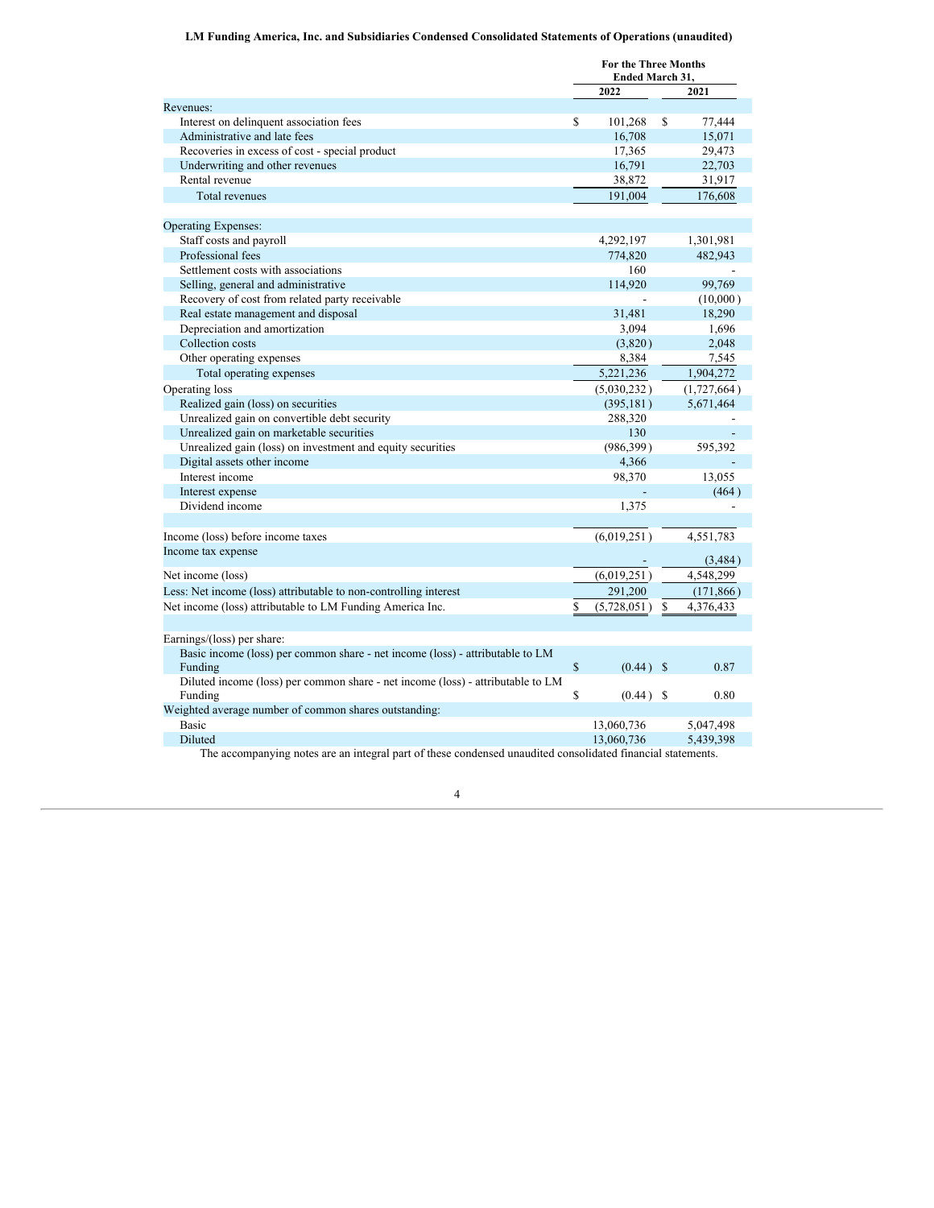**LM Funding America, Inc. and Subsidiaries Condensed Consolidated Statements of Operations (unaudited)**

| | For the Three Months Ended March 31, | |
|---|---|---|
| | 2022 | 2021 |
| Revenues: | | |
| Interest on delinquent association fees | $ 101,268 | $ 77,444 |
| Administrative and late fees | 16,708 | 15,071 |
| Recoveries in excess of cost - special product | 17,365 | 29,473 |
| Underwriting and other revenues | 16,791 | 22,703 |
| Rental revenue | 38,872 | 31,917 |
| Total revenues | 191,004 | 176,608 |
| | | |
| Operating Expenses: | | |
| Staff costs and payroll | 4,292,197 | 1,301,981 |
| Professional fees | 774,820 | 482,943 |
| Settlement costs with associations | 160 | - |
| Selling, general and administrative | 114,920 | 99,769 |
| Recovery of cost from related party receivable | - | (10,000) |
| Real estate management and disposal | 31,481 | 18,290 |
| Depreciation and amortization | 3,094 | 1,696 |
| Collection costs | (3,820) | 2,048 |
| Other operating expenses | 8,384 | 7,545 |
| Total operating expenses | 5,221,236 | 1,904,272 |
| Operating loss | (5,030,232) | (1,727,664) |
| Realized gain (loss) on securities | (395,181) | 5,671,464 |
| Unrealized gain on convertible debt security | 288,320 | - |
| Unrealized gain on marketable securities | 130 | - |
| Unrealized gain (loss) on investment and equity securities | (986,399) | 595,392 |
| Digital assets other income | 4,366 | - |
| Interest income | 98,370 | 13,055 |
| Interest expense | - | (464) |
| Dividend income | 1,375 | - |
| | | |
| Income (loss) before income taxes | (6,019,251) | 4,551,783 |
| Income tax expense | - | (3,484) |
| Net income (loss) | (6,019,251) | 4,548,299 |
| Less: Net income (loss) attributable to non-controlling interest | 291,200 | (171,866) |
| Net income (loss) attributable to LM Funding America Inc. | $ (5,728,051) | $ 4,376,433 |
| | | |
| Earnings/(loss) per share: | | |
| Basic income (loss) per common share - net income (loss) - attributable to LM Funding | $ (0.44) | $ 0.87 |
| Diluted income (loss) per common share - net income (loss) - attributable to LM Funding | $ (0.44) | $ 0.80 |
| Weighted average number of common shares outstanding: | | |
| Basic | 13,060,736 | 5,047,498 |
| Diluted | 13,060,736 | 5,439,398 |

The accompanying notes are an integral part of these condensed unaudited consolidated financial statements.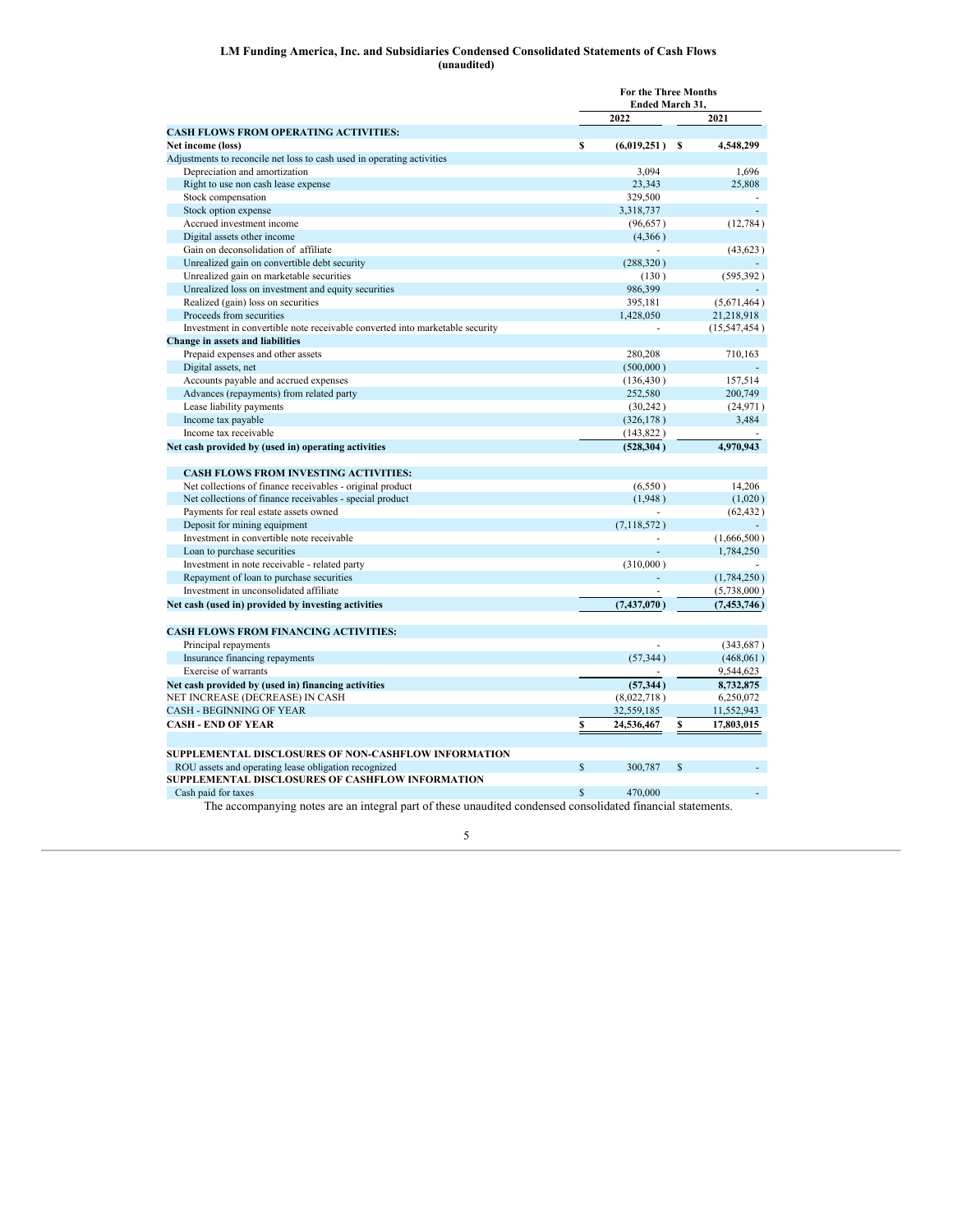**LM Funding America, Inc. and Subsidiaries Condensed Consolidated Statements of Cash Flows**
**(unaudited)**

| | For the Three Months Ended March 31, | |
|---|---|---|
| | 2022 | 2021 |
| **CASH FLOWS FROM OPERATING ACTIVITIES:** | | |
| **Net income (loss)** | **$ (6,019,251)** | **$ 4,548,299** |
| Adjustments to reconcile net loss to cash used in operating activities | | |
| Depreciation and amortization | 3,094 | 1,696 |
| Right to use non cash lease expense | 23,343 | 25,808 |
| Stock compensation | 329,500 | - |
| Stock option expense | 3,318,737 | - |
| Accrued investment income | (96,657) | (12,784) |
| Digital assets other income | (4,366) | |
| Gain on deconsolidation of affiliate | - | (43,623) |
| Unrealized gain on convertible debt security | (288,320) | - |
| Unrealized gain on marketable securities | (130) | (595,392) |
| Unrealized loss on investment and equity securities | 986,399 | - |
| Realized (gain) loss on securities | 395,181 | (5,671,464) |
| Proceeds from securities | 1,428,050 | 21,218,918 |
| Investment in convertible note receivable converted into marketable security | - | (15,547,454) |
| **Change in assets and liabilities** | | |
| Prepaid expenses and other assets | 280,208 | 710,163 |
| Digital assets, net | (500,000) | - |
| Accounts payable and accrued expenses | (136,430) | 157,514 |
| Advances (repayments) from related party | 252,580 | 200,749 |
| Lease liability payments | (30,242) | (24,971) |
| Income tax payable | (326,178) | 3,484 |
| Income tax receivable | (143,822) | - |
| **Net cash provided by (used in) operating activities** | **(528,304)** | **4,970,943** |
| | | |
| **CASH FLOWS FROM INVESTING ACTIVITIES:** | | |
| Net collections of finance receivables - original product | (6,550) | 14,206 |
| Net collections of finance receivables - special product | (1,948) | (1,020) |
| Payments for real estate assets owned | - | (62,432) |
| Deposit for mining equipment | (7,118,572) | - |
| Investment in convertible note receivable | - | (1,666,500) |
| Loan to purchase securities | - | 1,784,250 |
| Investment in note receivable - related party | (310,000) | - |
| Repayment of loan to purchase securities | - | (1,784,250) |
| Investment in unconsolidated affiliate | - | (5,738,000) |
| **Net cash (used in) provided by investing activities** | **(7,437,070)** | **(7,453,746)** |
| | | |
| **CASH FLOWS FROM FINANCING ACTIVITIES:** | | |
| Principal repayments | - | (343,687) |
| Insurance financing repayments | (57,344) | (468,061) |
| Exercise of warrants | - | 9,544,623 |
| **Net cash provided by (used in) financing activities** | **(57,344)** | **8,732,875** |
| NET INCREASE (DECREASE) IN CASH | (8,022,718) | 6,250,072 |
| CASH - BEGINNING OF YEAR | 32,559,185 | 11,552,943 |
| **CASH - END OF YEAR** | **$ 24,536,467** | **$ 17,803,015** |
| | | |
| **SUPPLEMENTAL DISCLOSURES OF NON-CASHFLOW INFORMATION** | | |
| ROU assets and operating lease obligation recognized | $ 300,787 | $ - |
| **SUPPLEMENTAL DISCLOSURES OF CASHFLOW INFORMATION** | | |
| Cash paid for taxes | $ 470,000 | - |

The accompanying notes are an integral part of these unaudited condensed consolidated financial statements.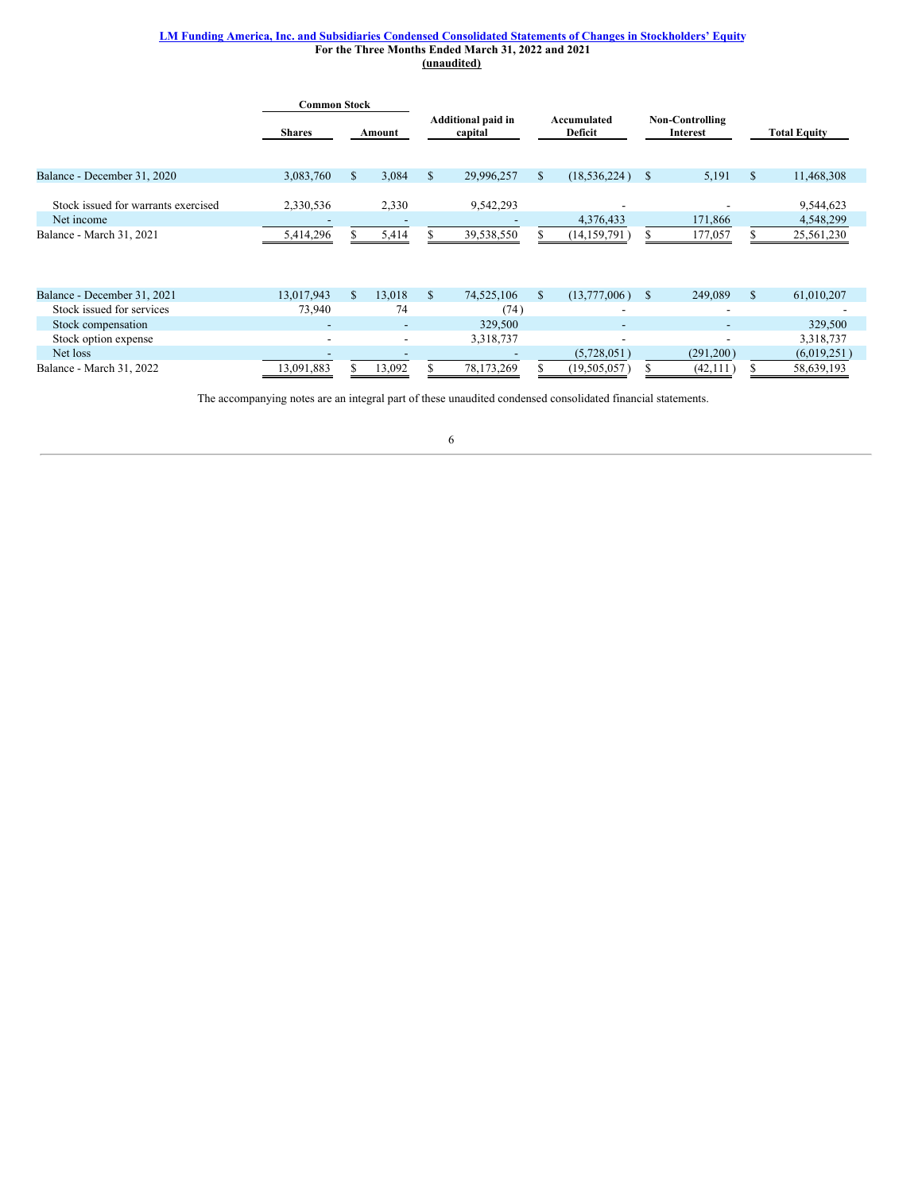**LM Funding America, Inc. and Subsidiaries Condensed Consolidated Statements of Changes in Stockholders' Equity**
**For the Three Months Ended March 31, 2022 and 2021**
**(unaudited)**

| | Common Stock | | Additional paid in capital | Accumulated Deficit | Non-Controlling Interest | Total Equity |
|---|---|---|---|---|---|---|
| | Shares | Amount | | | | |
| Balance - December 31, 2020 | 3,083,760 | $ 3,084 | $ 29,996,257 | $ (18,536,224) | $ 5,191 | $ 11,468,308 |
| Stock issued for warrants exercised | 2,330,536 | 2,330 | 9,542,293 | - | - | 9,544,623 |
| Net income | - | - | - | 4,376,433 | 171,866 | 4,548,299 |
| Balance - March 31, 2021 | 5,414,296 | $ 5,414 | $ 39,538,550 | $ (14,159,791) | $ 177,057 | $ 25,561,230 |
| | | | | | | |
| Balance - December 31, 2021 | 13,017,943 | $ 13,018 | $ 74,525,106 | $ (13,777,006) | $ 249,089 | $ 61,010,207 |
| Stock issued for services | 73,940 | 74 | (74) | - | - | - |
| Stock compensation | - | - | 329,500 | - | - | 329,500 |
| Stock option expense | - | - | 3,318,737 | - | - | 3,318,737 |
| Net loss | - | - | - | (5,728,051) | (291,200) | (6,019,251) |
| Balance - March 31, 2022 | 13,091,883 | $ 13,092 | $ 78,173,269 | $ (19,505,057) | $ (42,111) | $ 58,639,193 |

The accompanying notes are an integral part of these unaudited condensed consolidated financial statements.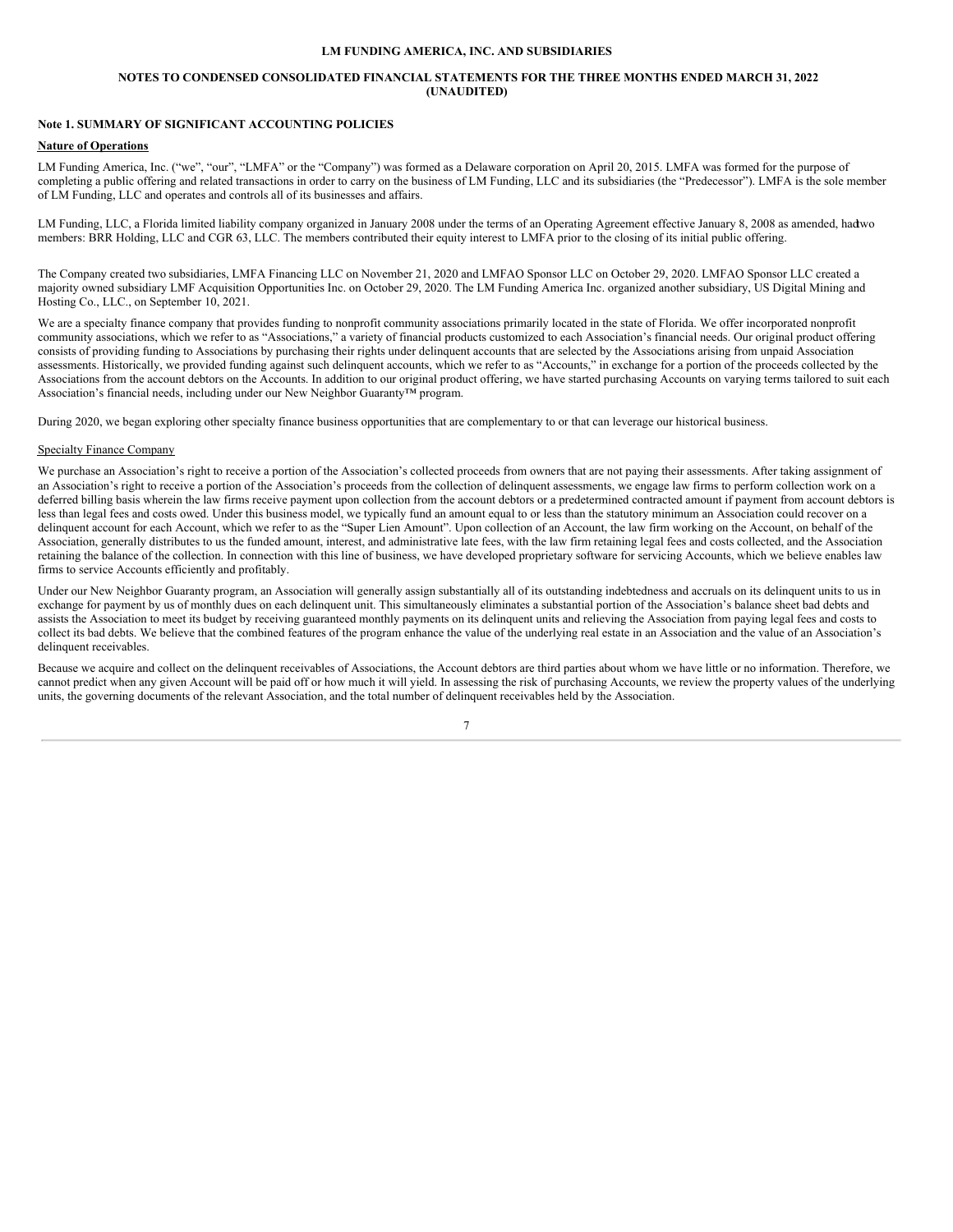**LM FUNDING AMERICA, INC. AND SUBSIDIARIES**

**NOTES TO CONDENSED CONSOLIDATED FINANCIAL STATEMENTS FOR THE THREE MONTHS ENDED MARCH 31, 2022 (UNAUDITED)**

**Note 1. SUMMARY OF SIGNIFICANT ACCOUNTING POLICIES**

**Nature of Operations**

LM Funding America, Inc. ("we", "our", "LMFA" or the "Company") was formed as a Delaware corporation on April 20, 2015. LMFA was formed for the purpose of completing a public offering and related transactions in order to carry on the business of LM Funding, LLC and its subsidiaries (the "Predecessor"). LMFA is the sole member of LM Funding, LLC and operates and controls all of its businesses and affairs.

LM Funding, LLC, a Florida limited liability company organized in January 2008 under the terms of an Operating Agreement effective January 8, 2008 as amended, had two members: BRR Holding, LLC and CGR 63, LLC. The members contributed their equity interest to LMFA prior to the closing of its initial public offering.

The Company created two subsidiaries, LMFA Financing LLC on November 21, 2020 and LMFAO Sponsor LLC on October 29, 2020. LMFAO Sponsor LLC created a majority owned subsidiary LMF Acquisition Opportunities Inc. on October 29, 2020. The LM Funding America Inc. organized another subsidiary, US Digital Mining and Hosting Co., LLC., on September 10, 2021.

We are a specialty finance company that provides funding to nonprofit community associations primarily located in the state of Florida. We offer incorporated nonprofit community associations, which we refer to as "Associations," a variety of financial products customized to each Association's financial needs. Our original product offering consists of providing funding to Associations by purchasing their rights under delinquent accounts that are selected by the Associations arising from unpaid Association assessments. Historically, we provided funding against such delinquent accounts, which we refer to as "Accounts," in exchange for a portion of the proceeds collected by the Associations from the account debtors on the Accounts. In addition to our original product offering, we have started purchasing Accounts on varying terms tailored to suit each Association's financial needs, including under our New Neighbor Guaranty™ program.

During 2020, we began exploring other specialty finance business opportunities that are complementary to or that can leverage our historical business.

Specialty Finance Company

We purchase an Association's right to receive a portion of the Association's collected proceeds from owners that are not paying their assessments. After taking assignment of an Association's right to receive a portion of the Association's proceeds from the collection of delinquent assessments, we engage law firms to perform collection work on a deferred billing basis wherein the law firms receive payment upon collection from the account debtors or a predetermined contracted amount if payment from account debtors is less than legal fees and costs owed. Under this business model, we typically fund an amount equal to or less than the statutory minimum an Association could recover on a delinquent account for each Account, which we refer to as the "Super Lien Amount". Upon collection of an Account, the law firm working on the Account, on behalf of the Association, generally distributes to us the funded amount, interest, and administrative late fees, with the law firm retaining legal fees and costs collected, and the Association retaining the balance of the collection. In connection with this line of business, we have developed proprietary software for servicing Accounts, which we believe enables law firms to service Accounts efficiently and profitably.

Under our New Neighbor Guaranty program, an Association will generally assign substantially all of its outstanding indebtedness and accruals on its delinquent units to us in exchange for payment by us of monthly dues on each delinquent unit. This simultaneously eliminates a substantial portion of the Association's balance sheet bad debts and assists the Association to meet its budget by receiving guaranteed monthly payments on its delinquent units and relieving the Association from paying legal fees and costs to collect its bad debts. We believe that the combined features of the program enhance the value of the underlying real estate in an Association and the value of an Association's delinquent receivables.

Because we acquire and collect on the delinquent receivables of Associations, the Account debtors are third parties about whom we have little or no information. Therefore, we cannot predict when any given Account will be paid off or how much it will yield. In assessing the risk of purchasing Accounts, we review the property values of the underlying units, the governing documents of the relevant Association, and the total number of delinquent receivables held by the Association.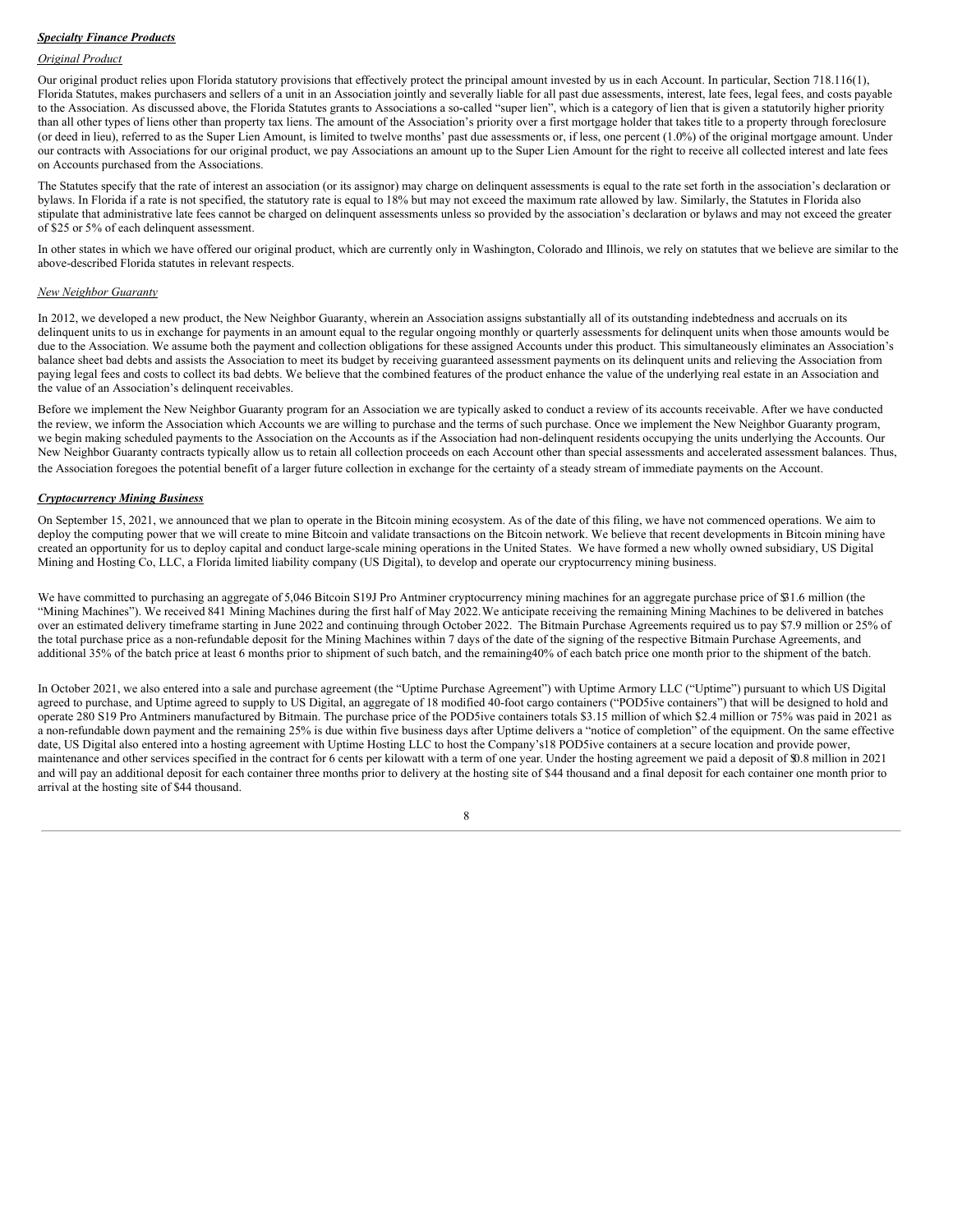***Specialty Finance Products***

*Original Product*

Our original product relies upon Florida statutory provisions that effectively protect the principal amount invested by us in each Account. In particular, Section 718.116(1), Florida Statutes, makes purchasers and sellers of a unit in an Association jointly and severally liable for all past due assessments, interest, late fees, legal fees, and costs payable to the Association. As discussed above, the Florida Statutes grants to Associations a so-called "super lien", which is a category of lien that is given a statutorily higher priority than all other types of liens other than property tax liens. The amount of the Association's priority over a first mortgage holder that takes title to a property through foreclosure (or deed in lieu), referred to as the Super Lien Amount, is limited to twelve months' past due assessments or, if less, one percent (1.0%) of the original mortgage amount. Under our contracts with Associations for our original product, we pay Associations an amount up to the Super Lien Amount for the right to receive all collected interest and late fees on Accounts purchased from the Associations.

The Statutes specify that the rate of interest an association (or its assignor) may charge on delinquent assessments is equal to the rate set forth in the association's declaration or bylaws. In Florida if a rate is not specified, the statutory rate is equal to 18% but may not exceed the maximum rate allowed by law. Similarly, the Statutes in Florida also stipulate that administrative late fees cannot be charged on delinquent assessments unless so provided by the association's declaration or bylaws and may not exceed the greater of $25 or 5% of each delinquent assessment.

In other states in which we have offered our original product, which are currently only in Washington, Colorado and Illinois, we rely on statutes that we believe are similar to the above-described Florida statutes in relevant respects.

*New Neighbor Guaranty*

In 2012, we developed a new product, the New Neighbor Guaranty, wherein an Association assigns substantially all of its outstanding indebtedness and accruals on its delinquent units to us in exchange for payments in an amount equal to the regular ongoing monthly or quarterly assessments for delinquent units when those amounts would be due to the Association. We assume both the payment and collection obligations for these assigned Accounts under this product. This simultaneously eliminates an Association's balance sheet bad debts and assists the Association to meet its budget by receiving guaranteed assessment payments on its delinquent units and relieving the Association from paying legal fees and costs to collect its bad debts. We believe that the combined features of the product enhance the value of the underlying real estate in an Association and the value of an Association's delinquent receivables.

Before we implement the New Neighbor Guaranty program for an Association we are typically asked to conduct a review of its accounts receivable. After we have conducted the review, we inform the Association which Accounts we are willing to purchase and the terms of such purchase. Once we implement the New Neighbor Guaranty program, we begin making scheduled payments to the Association on the Accounts as if the Association had non-delinquent residents occupying the units underlying the Accounts. Our New Neighbor Guaranty contracts typically allow us to retain all collection proceeds on each Account other than special assessments and accelerated assessment balances. Thus, the Association foregoes the potential benefit of a larger future collection in exchange for the certainty of a steady stream of immediate payments on the Account.

***Cryptocurrency Mining Business***

On September 15, 2021, we announced that we plan to operate in the Bitcoin mining ecosystem. As of the date of this filing, we have not commenced operations. We aim to deploy the computing power that we will create to mine Bitcoin and validate transactions on the Bitcoin network. We believe that recent developments in Bitcoin mining have created an opportunity for us to deploy capital and conduct large-scale mining operations in the United States. We have formed a new wholly owned subsidiary, US Digital Mining and Hosting Co, LLC, a Florida limited liability company (US Digital), to develop and operate our cryptocurrency mining business.

We have committed to purchasing an aggregate of 5,046 Bitcoin S19J Pro Antminer cryptocurrency mining machines for an aggregate purchase price of $31.6 million (the "Mining Machines"). We received 841 Mining Machines during the first half of May 2022. We anticipate receiving the remaining Mining Machines to be delivered in batches over an estimated delivery timeframe starting in June 2022 and continuing through October 2022. The Bitmain Purchase Agreements required us to pay $7.9 million or 25% of the total purchase price as a non-refundable deposit for the Mining Machines within 7 days of the date of the signing of the respective Bitmain Purchase Agreements, and additional 35% of the batch price at least 6 months prior to shipment of such batch, and the remaining 40% of each batch price one month prior to the shipment of the batch.

In October 2021, we also entered into a sale and purchase agreement (the "Uptime Purchase Agreement") with Uptime Armory LLC ("Uptime") pursuant to which US Digital agreed to purchase, and Uptime agreed to supply to US Digital, an aggregate of 18 modified 40-foot cargo containers ("POD5ive containers") that will be designed to hold and operate 280 S19 Pro Antminers manufactured by Bitmain. The purchase price of the POD5ive containers totals $3.15 million of which $2.4 million or 75% was paid in 2021 as a non-refundable down payment and the remaining 25% is due within five business days after Uptime delivers a "notice of completion" of the equipment. On the same effective date, US Digital also entered into a hosting agreement with Uptime Hosting LLC to host the Company's 18 POD5ive containers at a secure location and provide power, maintenance and other services specified in the contract for 6 cents per kilowatt with a term of one year. Under the hosting agreement we paid a deposit of $0.8 million in 2021 and will pay an additional deposit for each container three months prior to delivery at the hosting site of $44 thousand and a final deposit for each container one month prior to arrival at the hosting site of $44 thousand.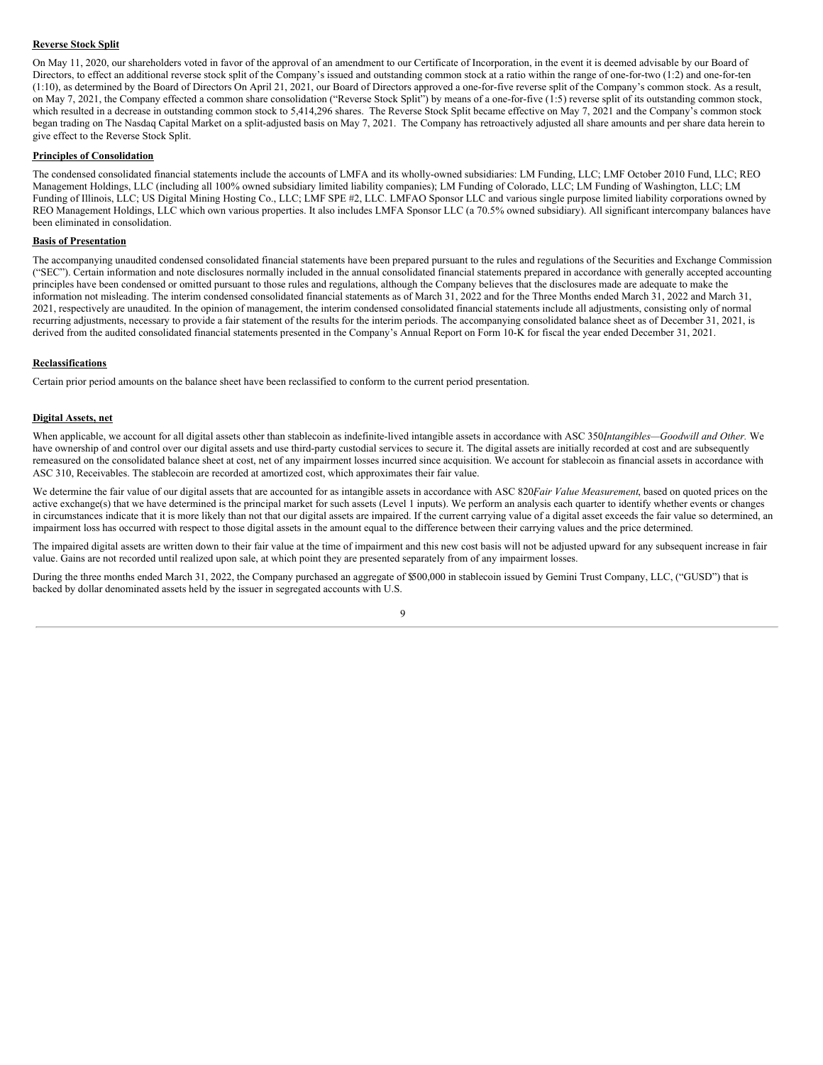**Reverse Stock Split**

On May 11, 2020, our shareholders voted in favor of the approval of an amendment to our Certificate of Incorporation, in the event it is deemed advisable by our Board of Directors, to effect an additional reverse stock split of the Company's issued and outstanding common stock at a ratio within the range of one-for-two (1:2) and one-for-ten (1:10), as determined by the Board of Directors On April 21, 2021, our Board of Directors approved a one-for-five reverse split of the Company's common stock. As a result, on May 7, 2021, the Company effected a common share consolidation ("Reverse Stock Split") by means of a one-for-five (1:5) reverse split of its outstanding common stock, which resulted in a decrease in outstanding common stock to 5,414,296 shares. The Reverse Stock Split became effective on May 7, 2021 and the Company's common stock began trading on The Nasdaq Capital Market on a split-adjusted basis on May 7, 2021. The Company has retroactively adjusted all share amounts and per share data herein to give effect to the Reverse Stock Split.

**Principles of Consolidation**

The condensed consolidated financial statements include the accounts of LMFA and its wholly-owned subsidiaries: LM Funding, LLC; LMF October 2010 Fund, LLC; REO Management Holdings, LLC (including all 100% owned subsidiary limited liability companies); LM Funding of Colorado, LLC; LM Funding of Washington, LLC; LM Funding of Illinois, LLC; US Digital Mining Hosting Co., LLC; LMF SPE #2, LLC. LMFAO Sponsor LLC and various single purpose limited liability corporations owned by REO Management Holdings, LLC which own various properties. It also includes LMFA Sponsor LLC (a 70.5% owned subsidiary). All significant intercompany balances have been eliminated in consolidation.

**Basis of Presentation**

The accompanying unaudited condensed consolidated financial statements have been prepared pursuant to the rules and regulations of the Securities and Exchange Commission ("SEC"). Certain information and note disclosures normally included in the annual consolidated financial statements prepared in accordance with generally accepted accounting principles have been condensed or omitted pursuant to those rules and regulations, although the Company believes that the disclosures made are adequate to make the information not misleading. The interim condensed consolidated financial statements as of March 31, 2022 and for the Three Months ended March 31, 2022 and March 31, 2021, respectively are unaudited. In the opinion of management, the interim condensed consolidated financial statements include all adjustments, consisting only of normal recurring adjustments, necessary to provide a fair statement of the results for the interim periods. The accompanying consolidated balance sheet as of December 31, 2021, is derived from the audited consolidated financial statements presented in the Company's Annual Report on Form 10-K for fiscal the year ended December 31, 2021.

**Reclassifications**

Certain prior period amounts on the balance sheet have been reclassified to conform to the current period presentation.

**Digital Assets, net**

When applicable, we account for all digital assets other than stablecoin as indefinite-lived intangible assets in accordance with ASC 350*Intangibles—Goodwill and Other.* We have ownership of and control over our digital assets and use third-party custodial services to secure it. The digital assets are initially recorded at cost and are subsequently remeasured on the consolidated balance sheet at cost, net of any impairment losses incurred since acquisition. We account for stablecoin as financial assets in accordance with ASC 310, Receivables. The stablecoin are recorded at amortized cost, which approximates their fair value.

We determine the fair value of our digital assets that are accounted for as intangible assets in accordance with ASC 820*Fair Value Measurement*, based on quoted prices on the active exchange(s) that we have determined is the principal market for such assets (Level 1 inputs). We perform an analysis each quarter to identify whether events or changes in circumstances indicate that it is more likely than not that our digital assets are impaired. If the current carrying value of a digital asset exceeds the fair value so determined, an impairment loss has occurred with respect to those digital assets in the amount equal to the difference between their carrying values and the price determined.

The impaired digital assets are written down to their fair value at the time of impairment and this new cost basis will not be adjusted upward for any subsequent increase in fair value. Gains are not recorded until realized upon sale, at which point they are presented separately from of any impairment losses.

During the three months ended March 31, 2022, the Company purchased an aggregate of $500,000 in stablecoin issued by Gemini Trust Company, LLC, ("GUSD") that is backed by dollar denominated assets held by the issuer in segregated accounts with U.S.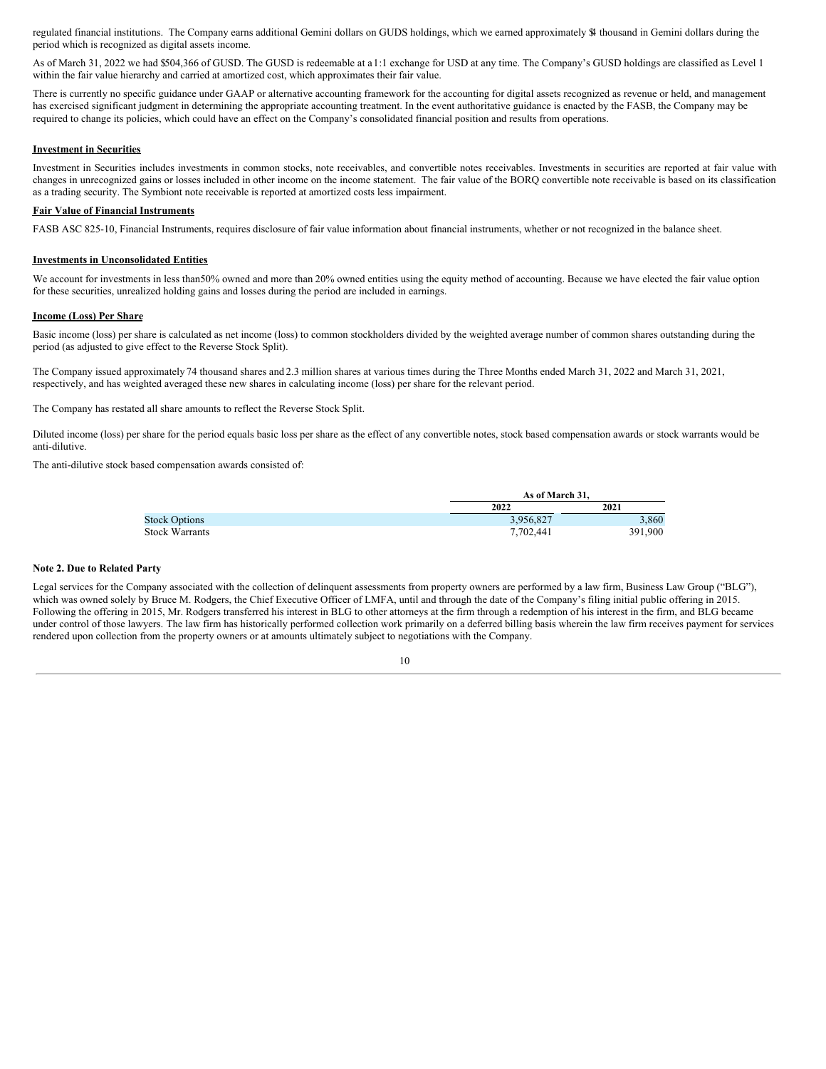regulated financial institutions. The Company earns additional Gemini dollars on GUDS holdings, which we earned approximately $4 thousand in Gemini dollars during the period which is recognized as digital assets income.

As of March 31, 2022 we had $504,366 of GUSD. The GUSD is redeemable at a 1:1 exchange for USD at any time. The Company's GUSD holdings are classified as Level 1 within the fair value hierarchy and carried at amortized cost, which approximates their fair value.

There is currently no specific guidance under GAAP or alternative accounting framework for the accounting for digital assets recognized as revenue or held, and management has exercised significant judgment in determining the appropriate accounting treatment. In the event authoritative guidance is enacted by the FASB, the Company may be required to change its policies, which could have an effect on the Company's consolidated financial position and results from operations.

**Investment in Securities**

Investment in Securities includes investments in common stocks, note receivables, and convertible notes receivables. Investments in securities are reported at fair value with changes in unrecognized gains or losses included in other income on the income statement. The fair value of the BORQ convertible note receivable is based on its classification as a trading security. The Symbiont note receivable is reported at amortized costs less impairment.

**Fair Value of Financial Instruments**

FASB ASC 825-10, Financial Instruments, requires disclosure of fair value information about financial instruments, whether or not recognized in the balance sheet.

**Investments in Unconsolidated Entities**

We account for investments in less than50% owned and more than 20% owned entities using the equity method of accounting. Because we have elected the fair value option for these securities, unrealized holding gains and losses during the period are included in earnings.

**Income (Loss) Per Share**

Basic income (loss) per share is calculated as net income (loss) to common stockholders divided by the weighted average number of common shares outstanding during the period (as adjusted to give effect to the Reverse Stock Split).

The Company issued approximately 74 thousand shares and 2.3 million shares at various times during the Three Months ended March 31, 2022 and March 31, 2021, respectively, and has weighted averaged these new shares in calculating income (loss) per share for the relevant period.

The Company has restated all share amounts to reflect the Reverse Stock Split.

Diluted income (loss) per share for the period equals basic loss per share as the effect of any convertible notes, stock based compensation awards or stock warrants would be anti-dilutive.

The anti-dilutive stock based compensation awards consisted of:

| | As of March 31, | |
|---|---|---|
| | 2022 | 2021 |
| Stock Options | 3,956,827 | 3,860 |
| Stock Warrants | 7,702,441 | 391,900 |

**Note 2. Due to Related Party**

Legal services for the Company associated with the collection of delinquent assessments from property owners are performed by a law firm, Business Law Group ("BLG"), which was owned solely by Bruce M. Rodgers, the Chief Executive Officer of LMFA, until and through the date of the Company's filing initial public offering in 2015. Following the offering in 2015, Mr. Rodgers transferred his interest in BLG to other attorneys at the firm through a redemption of his interest in the firm, and BLG became under control of those lawyers. The law firm has historically performed collection work primarily on a deferred billing basis wherein the law firm receives payment for services rendered upon collection from the property owners or at amounts ultimately subject to negotiations with the Company.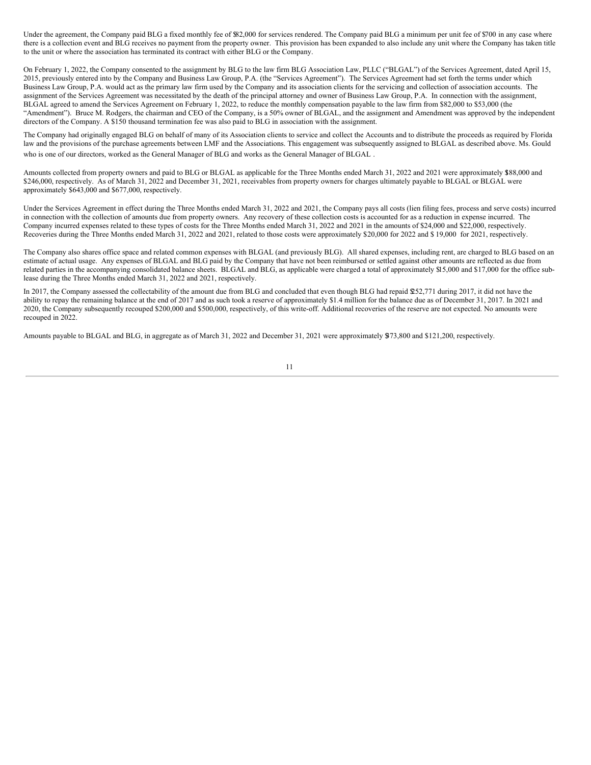Under the agreement, the Company paid BLG a fixed monthly fee of $82,000 for services rendered. The Company paid BLG a minimum per unit fee of $700 in any case where there is a collection event and BLG receives no payment from the property owner. This provision has been expanded to also include any unit where the Company has taken title to the unit or where the association has terminated its contract with either BLG or the Company.

On February 1, 2022, the Company consented to the assignment by BLG to the law firm BLG Association Law, PLLC ("BLGAL") of the Services Agreement, dated April 15, 2015, previously entered into by the Company and Business Law Group, P.A. (the "Services Agreement"). The Services Agreement had set forth the terms under which Business Law Group, P.A. would act as the primary law firm used by the Company and its association clients for the servicing and collection of association accounts. The assignment of the Services Agreement was necessitated by the death of the principal attorney and owner of Business Law Group, P.A. In connection with the assignment, BLGAL agreed to amend the Services Agreement on February 1, 2022, to reduce the monthly compensation payable to the law firm from $82,000 to $53,000 (the "Amendment"). Bruce M. Rodgers, the chairman and CEO of the Company, is a 50% owner of BLGAL, and the assignment and Amendment was approved by the independent directors of the Company. A $150 thousand termination fee was also paid to BLG in association with the assignment.

The Company had originally engaged BLG on behalf of many of its Association clients to service and collect the Accounts and to distribute the proceeds as required by Florida law and the provisions of the purchase agreements between LMF and the Associations. This engagement was subsequently assigned to BLGAL as described above. Ms. Gould who is one of our directors, worked as the General Manager of BLG and works as the General Manager of BLGAL .

Amounts collected from property owners and paid to BLG or BLGAL as applicable for the Three Months ended March 31, 2022 and 2021 were approximately $188,000 and $246,000, respectively. As of March 31, 2022 and December 31, 2021, receivables from property owners for charges ultimately payable to BLGAL or BLGAL were approximately $643,000 and $677,000, respectively.

Under the Services Agreement in effect during the Three Months ended March 31, 2022 and 2021, the Company pays all costs (lien filing fees, process and serve costs) incurred in connection with the collection of amounts due from property owners. Any recovery of these collection costs is accounted for as a reduction in expense incurred. The Company incurred expenses related to these types of costs for the Three Months ended March 31, 2022 and 2021 in the amounts of $24,000 and $22,000, respectively. Recoveries during the Three Months ended March 31, 2022 and 2021, related to those costs were approximately $20,000 for 2022 and $ 19,000 for 2021, respectively.

The Company also shares office space and related common expenses with BLGAL (and previously BLG). All shared expenses, including rent, are charged to BLG based on an estimate of actual usage. Any expenses of BLGAL and BLG paid by the Company that have not been reimbursed or settled against other amounts are reflected as due from related parties in the accompanying consolidated balance sheets. BLGAL and BLG, as applicable were charged a total of approximately $15,000 and $17,000 for the office sub-lease during the Three Months ended March 31, 2022 and 2021, respectively.

In 2017, the Company assessed the collectability of the amount due from BLG and concluded that even though BLG had repaid $252,771 during 2017, it did not have the ability to repay the remaining balance at the end of 2017 and as such took a reserve of approximately $1.4 million for the balance due as of December 31, 2017. In 2021 and 2020, the Company subsequently recouped $200,000 and $500,000, respectively, of this write-off. Additional recoveries of the reserve are not expected. No amounts were recouped in 2022.

Amounts payable to BLGAL and BLG, in aggregate as of March 31, 2022 and December 31, 2021 were approximately $73,800 and $121,200, respectively.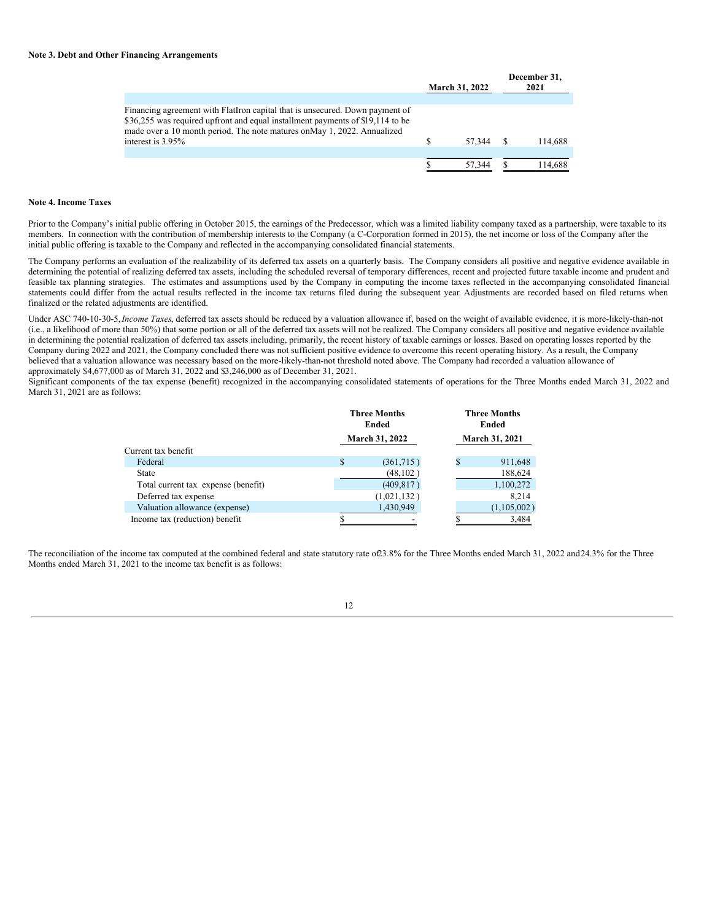**Note 3. Debt and Other Financing Arrangements**

| | March 31, 2022 | December 31, 2021 |
|---|---|---|
| Financing agreement with FlatIron capital that is unsecured. Down payment of $36,255 was required upfront and equal installment payments of $19,114 to be made over a 10 month period. The note matures on May 1, 2022. Annualized interest is 3.95% | $ 57,344 | $ 114,688 |
| | $ 57,344 | $ 114,688 |

**Note 4. Income Taxes**

Prior to the Company's initial public offering in October 2015, the earnings of the Predecessor, which was a limited liability company taxed as a partnership, were taxable to its members. In connection with the contribution of membership interests to the Company (a C-Corporation formed in 2015), the net income or loss of the Company after the initial public offering is taxable to the Company and reflected in the accompanying consolidated financial statements.

The Company performs an evaluation of the realizability of its deferred tax assets on a quarterly basis. The Company considers all positive and negative evidence available in determining the potential of realizing deferred tax assets, including the scheduled reversal of temporary differences, recent and projected future taxable income and prudent and feasible tax planning strategies. The estimates and assumptions used by the Company in computing the income taxes reflected in the accompanying consolidated financial statements could differ from the actual results reflected in the income tax returns filed during the subsequent year. Adjustments are recorded based on filed returns when finalized or the related adjustments are identified.

Under ASC 740-10-30-5, *Income Taxes*, deferred tax assets should be reduced by a valuation allowance if, based on the weight of available evidence, it is more-likely-than-not (i.e., a likelihood of more than 50%) that some portion or all of the deferred tax assets will not be realized. The Company considers all positive and negative evidence available in determining the potential realization of deferred tax assets including, primarily, the recent history of taxable earnings or losses. Based on operating losses reported by the Company during 2022 and 2021, the Company concluded there was not sufficient positive evidence to overcome this recent operating history. As a result, the Company believed that a valuation allowance was necessary based on the more-likely-than-not threshold noted above. The Company had recorded a valuation allowance of approximately $4,677,000 as of March 31, 2022 and $3,246,000 as of December 31, 2021.

Significant components of the tax expense (benefit) recognized in the accompanying consolidated statements of operations for the Three Months ended March 31, 2022 and March 31, 2021 are as follows:

| | Three Months Ended March 31, 2022 | Three Months Ended March 31, 2021 |
|---|---|---|
| Current tax benefit | | |
| Federal | $ (361,715) | $ 911,648 |
| State | (48,102) | 188,624 |
| Total current tax expense (benefit) | (409,817) | 1,100,272 |
| Deferred tax expense | (1,021,132) | 8,214 |
| Valuation allowance (expense) | 1,430,949 | (1,105,002) |
| Income tax (reduction) benefit | $ - | $ 3,484 |

The reconciliation of the income tax computed at the combined federal and state statutory rate of 23.8% for the Three Months ended March 31, 2022 and 24.3% for the Three Months ended March 31, 2021 to the income tax benefit is as follows: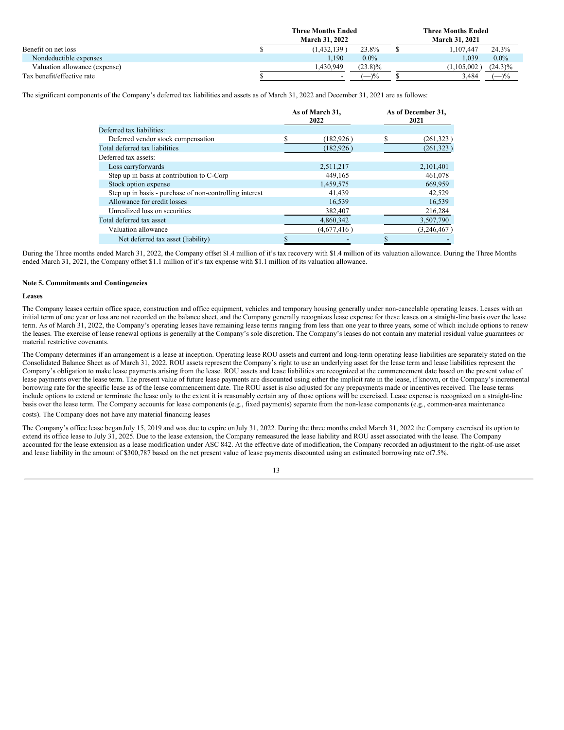| | Three Months Ended March 31, 2022 | | | Three Months Ended March 31, 2021 | |
|---|---|---|---|---|---|
| Benefit on net loss | $ | (1,432,139 ) | 23.8% | $ 1,107,447 | 24.3% |
| Nondeductible expenses | | 1,190 | 0.0% | 1,039 | 0.0% |
| Valuation allowance (expense) | | 1,430,949 | (23.8)% | (1,105,002 ) | (24.3)% |
| Tax benefit/effective rate | $ | - | (—)% | $ 3,484 | (—)% |

The significant components of the Company's deferred tax liabilities and assets as of March 31, 2022 and December 31, 2021 are as follows:

| | As of March 31, 2022 | As of December 31, 2021 |
|---|---|---|
| Deferred tax liabilities: | | |
| Deferred vendor stock compensation | $ (182,926 ) | $ (261,323 ) |
| Total deferred tax liabilities | (182,926 ) | (261,323 ) |
| Deferred tax assets: | | |
| Loss carryforwards | 2,511,217 | 2,101,401 |
| Step up in basis at contribution to C-Corp | 449,165 | 461,078 |
| Stock option expense | 1,459,575 | 669,959 |
| Step up in basis - purchase of non-controlling interest | 41,439 | 42,529 |
| Allowance for credit losses | 16,539 | 16,539 |
| Unrealized loss on securities | 382,407 | 216,284 |
| Total deferred tax asset | 4,860,342 | 3,507,790 |
| Valuation allowance | (4,677,416 ) | (3,246,467 ) |
| Net deferred tax asset (liability) | $ - | $ - |

During the Three months ended March 31, 2022, the Company offset $l.4 million of it's tax recovery with $1.4 million of its valuation allowance. During the Three Months ended March 31, 2021, the Company offset $1.1 million of it's tax expense with $1.1 million of its valuation allowance.

**Note 5. Commitments and Contingencies**

**Leases**

The Company leases certain office space, construction and office equipment, vehicles and temporary housing generally under non-cancelable operating leases. Leases with an initial term of one year or less are not recorded on the balance sheet, and the Company generally recognizes lease expense for these leases on a straight-line basis over the lease term. As of March 31, 2022, the Company's operating leases have remaining lease terms ranging from less than one year to three years, some of which include options to renew the leases. The exercise of lease renewal options is generally at the Company's sole discretion. The Company's leases do not contain any material residual value guarantees or material restrictive covenants.

The Company determines if an arrangement is a lease at inception. Operating lease ROU assets and current and long-term operating lease liabilities are separately stated on the Consolidated Balance Sheet as of March 31, 2022. ROU assets represent the Company's right to use an underlying asset for the lease term and lease liabilities represent the Company's obligation to make lease payments arising from the lease. ROU assets and lease liabilities are recognized at the commencement date based on the present value of lease payments over the lease term. The present value of future lease payments are discounted using either the implicit rate in the lease, if known, or the Company's incremental borrowing rate for the specific lease as of the lease commencement date. The ROU asset is also adjusted for any prepayments made or incentives received. The lease terms include options to extend or terminate the lease only to the extent it is reasonably certain any of those options will be exercised. Lease expense is recognized on a straight-line basis over the lease term. The Company accounts for lease components (e.g., fixed payments) separate from the non-lease components (e.g., common-area maintenance costs). The Company does not have any material financing leases

The Company's office lease began July 15, 2019 and was due to expire on July 31, 2022. During the three months ended March 31, 2022 the Company exercised its option to extend its office lease to July 31, 2025. Due to the lease extension, the Company remeasured the lease liability and ROU asset associated with the lease. The Company accounted for the lease extension as a lease modification under ASC 842. At the effective date of modification, the Company recorded an adjustment to the right-of-use asset and lease liability in the amount of $300,787 based on the net present value of lease payments discounted using an estimated borrowing rate of 7.5%.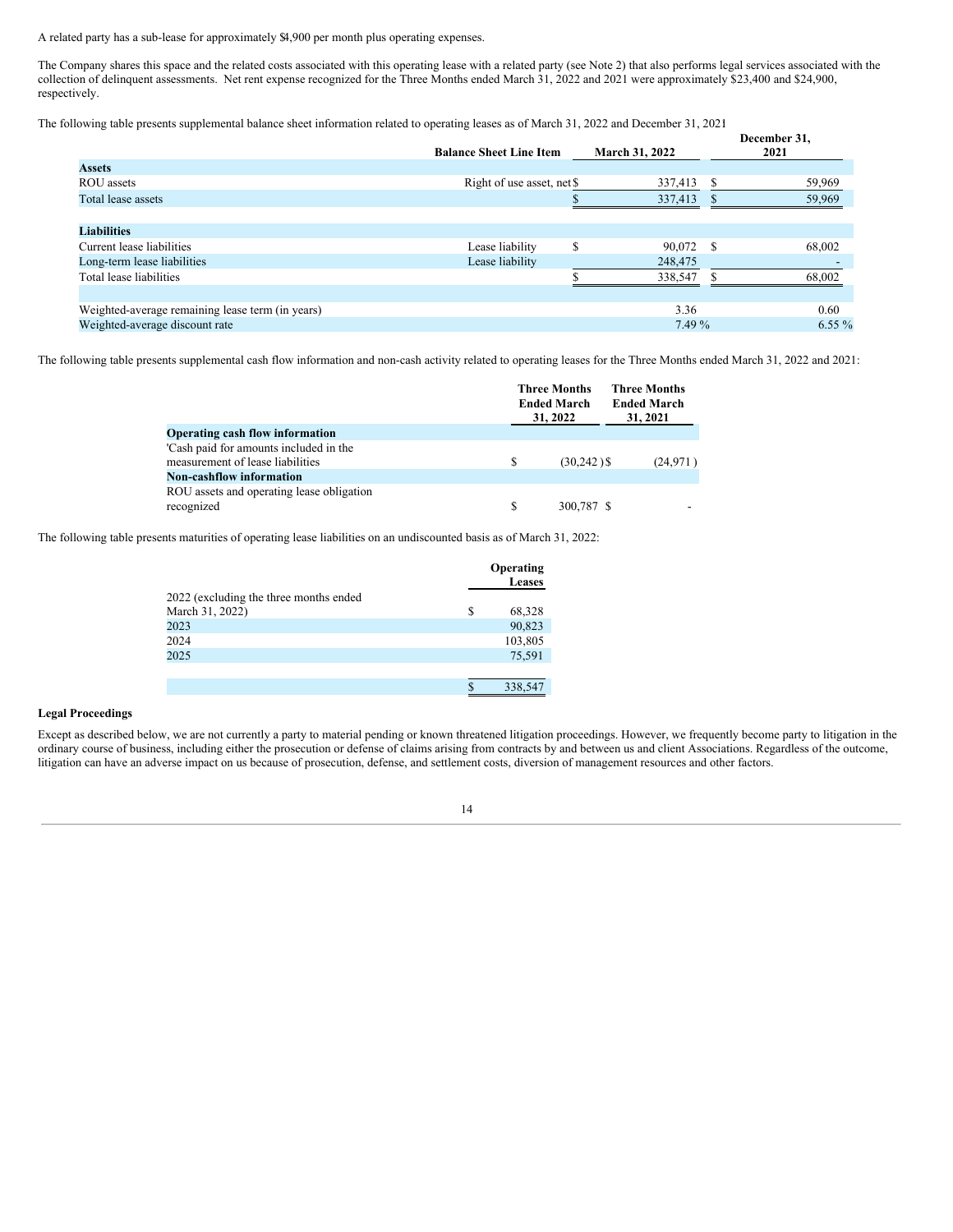A related party has a sub-lease for approximately $4,900 per month plus operating expenses.

The Company shares this space and the related costs associated with this operating lease with a related party (see Note 2) that also performs legal services associated with the collection of delinquent assessments. Net rent expense recognized for the Three Months ended March 31, 2022 and 2021 were approximately $23,400 and $24,900, respectively.

The following table presents supplemental balance sheet information related to operating leases as of March 31, 2022 and December 31, 2021

| | Balance Sheet Line Item | March 31, 2022 | December 31, 2021 |
|---|---|---|---|
| **Assets** | | | |
| ROU assets | Right of use asset, net | $ 337,413 | $ 59,969 |
| Total lease assets | | $ 337,413 | $ 59,969 |
| | | | |
| **Liabilities** | | | |
| Current lease liabilities | Lease liability | $ 90,072 | $ 68,002 |
| Long-term lease liabilities | Lease liability | 248,475 | - |
| Total lease liabilities | | $ 338,547 | $ 68,002 |
| | | | |
| Weighted-average remaining lease term (in years) | | 3.36 | 0.60 |
| Weighted-average discount rate | | 7.49 % | 6.55 % |

The following table presents supplemental cash flow information and non-cash activity related to operating leases for the Three Months ended March 31, 2022 and 2021:

| | Three Months Ended March 31, 2022 | Three Months Ended March 31, 2021 |
|---|---|---|
| **Operating cash flow information** | | |
| 'Cash paid for amounts included in the measurement of lease liabilities | $ (30,242 ) | $ (24,971 ) |
| **Non-cashflow information** | | |
| ROU assets and operating lease obligation recognized | $ 300,787 | $ - |

The following table presents maturities of operating lease liabilities on an undiscounted basis as of March 31, 2022:

| | Operating Leases |
|---|---|
| 2022 (excluding the three months ended March 31, 2022) | $ 68,328 |
| 2023 | 90,823 |
| 2024 | 103,805 |
| 2025 | 75,591 |
| | |
| | $ 338,547 |

**Legal Proceedings**

Except as described below, we are not currently a party to material pending or known threatened litigation proceedings. However, we frequently become party to litigation in the ordinary course of business, including either the prosecution or defense of claims arising from contracts by and between us and client Associations. Regardless of the outcome, litigation can have an adverse impact on us because of prosecution, defense, and settlement costs, diversion of management resources and other factors.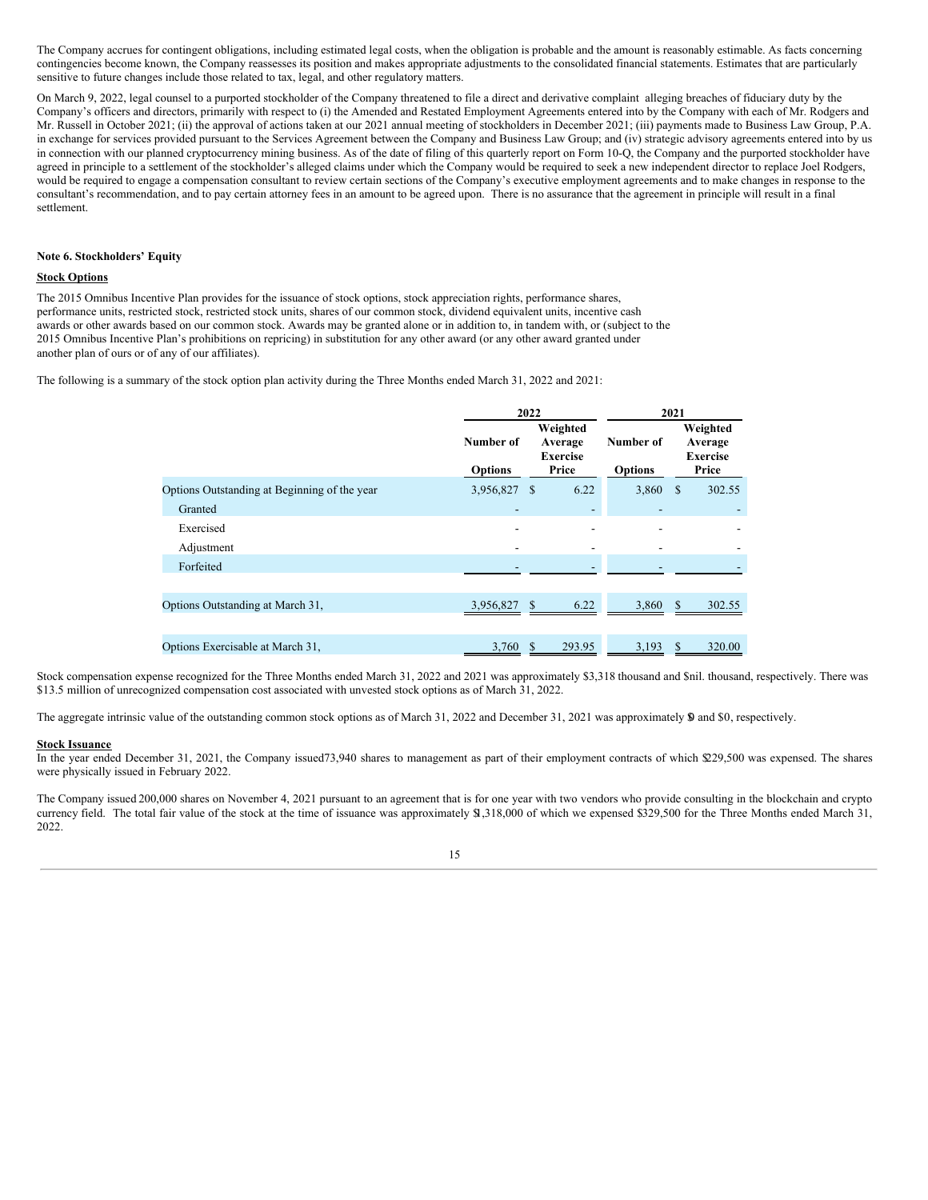The Company accrues for contingent obligations, including estimated legal costs, when the obligation is probable and the amount is reasonably estimable. As facts concerning contingencies become known, the Company reassesses its position and makes appropriate adjustments to the consolidated financial statements. Estimates that are particularly sensitive to future changes include those related to tax, legal, and other regulatory matters.

On March 9, 2022, legal counsel to a purported stockholder of the Company threatened to file a direct and derivative complaint alleging breaches of fiduciary duty by the Company's officers and directors, primarily with respect to (i) the Amended and Restated Employment Agreements entered into by the Company with each of Mr. Rodgers and Mr. Russell in October 2021; (ii) the approval of actions taken at our 2021 annual meeting of stockholders in December 2021; (iii) payments made to Business Law Group, P.A. in exchange for services provided pursuant to the Services Agreement between the Company and Business Law Group; and (iv) strategic advisory agreements entered into by us in connection with our planned cryptocurrency mining business. As of the date of filing of this quarterly report on Form 10-Q, the Company and the purported stockholder have agreed in principle to a settlement of the stockholder's alleged claims under which the Company would be required to seek a new independent director to replace Joel Rodgers, would be required to engage a compensation consultant to review certain sections of the Company's executive employment agreements and to make changes in response to the consultant's recommendation, and to pay certain attorney fees in an amount to be agreed upon. There is no assurance that the agreement in principle will result in a final settlement.

**Note 6. Stockholders' Equity**

**Stock Options**

The 2015 Omnibus Incentive Plan provides for the issuance of stock options, stock appreciation rights, performance shares, performance units, restricted stock, restricted stock units, shares of our common stock, dividend equivalent units, incentive cash awards or other awards based on our common stock. Awards may be granted alone or in addition to, in tandem with, or (subject to the 2015 Omnibus Incentive Plan's prohibitions on repricing) in substitution for any other award (or any other award granted under another plan of ours or of any of our affiliates).

The following is a summary of the stock option plan activity during the Three Months ended March 31, 2022 and 2021:

| | 2022 | | 2021 | |
|---|---|---|---|---|
| | Number of Options | Weighted Average Exercise Price | Number of Options | Weighted Average Exercise Price |
| Options Outstanding at Beginning of the year | 3,956,827 | $ 6.22 | 3,860 | $ 302.55 |
| Granted | - | - | - | - |
| Exercised | - | - | - | - |
| Adjustment | - | - | - | - |
| Forfeited | - | - | - | - |
| Options Outstanding at March 31, | 3,956,827 | $ 6.22 | 3,860 | $ 302.55 |
| Options Exercisable at March 31, | 3,760 | $ 293.95 | 3,193 | $ 320.00 |

Stock compensation expense recognized for the Three Months ended March 31, 2022 and 2021 was approximately $3,318 thousand and $nil. thousand, respectively. There was $13.5 million of unrecognized compensation cost associated with unvested stock options as of March 31, 2022.

The aggregate intrinsic value of the outstanding common stock options as of March 31, 2022 and December 31, 2021 was approximately $0 and $0, respectively.

**Stock Issuance**

In the year ended December 31, 2021, the Company issued 73,940 shares to management as part of their employment contracts of which $229,500 was expensed. The shares were physically issued in February 2022.

The Company issued 200,000 shares on November 4, 2021 pursuant to an agreement that is for one year with two vendors who provide consulting in the blockchain and crypto currency field. The total fair value of the stock at the time of issuance was approximately $1,318,000 of which we expensed $329,500 for the Three Months ended March 31, 2022.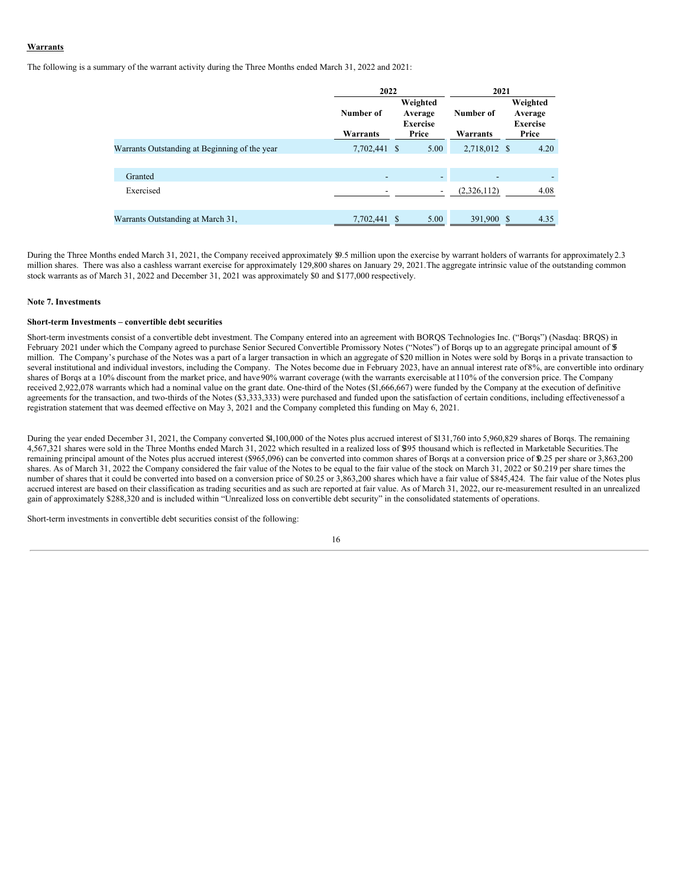**Warrants**

The following is a summary of the warrant activity during the Three Months ended March 31, 2022 and 2021:

| | 2022 | | 2021 | |
|---|---|---|---|---|
| | Number of Warrants | Weighted Average Exercise Price | Number of Warrants | Weighted Average Exercise Price |
| Warrants Outstanding at Beginning of the year | 7,702,441 | $ 5.00 | 2,718,012 | $ 4.20 |
| Granted | - | - | - | - |
| Exercised | - | - | (2,326,112) | 4.08 |
| Warrants Outstanding at March 31, | 7,702,441 | $ 5.00 | 391,900 | $ 4.35 |

During the Three Months ended March 31, 2021, the Company received approximately $9.5 million upon the exercise by warrant holders of warrants for approximately 2.3 million shares. There was also a cashless warrant exercise for approximately 129,800 shares on January 29, 2021. The aggregate intrinsic value of the outstanding common stock warrants as of March 31, 2022 and December 31, 2021 was approximately $0 and $177,000 respectively.

**Note 7. Investments**

**Short-term Investments – convertible debt securities**

Short-term investments consist of a convertible debt investment. The Company entered into an agreement with BORQS Technologies Inc. ("Borqs") (Nasdaq: BRQS) in February 2021 under which the Company agreed to purchase Senior Secured Convertible Promissory Notes ("Notes") of Borqs up to an aggregate principal amount of $5 million. The Company's purchase of the Notes was a part of a larger transaction in which an aggregate of $20 million in Notes were sold by Borqs in a private transaction to several institutional and individual investors, including the Company. The Notes become due in February 2023, have an annual interest rate of 8%, are convertible into ordinary shares of Borqs at a 10% discount from the market price, and have 90% warrant coverage (with the warrants exercisable at 110% of the conversion price. The Company received 2,922,078 warrants which had a nominal value on the grant date. One-third of the Notes ($1,666,667) were funded by the Company at the execution of definitive agreements for the transaction, and two-thirds of the Notes ($3,333,333) were purchased and funded upon the satisfaction of certain conditions, including effectiveness of a registration statement that was deemed effective on May 3, 2021 and the Company completed this funding on May 6, 2021.

During the year ended December 31, 2021, the Company converted $4,100,000 of the Notes plus accrued interest of $131,760 into 5,960,829 shares of Borqs. The remaining 4,567,321 shares were sold in the Three Months ended March 31, 2022 which resulted in a realized loss of $395 thousand which is reflected in Marketable Securities. The remaining principal amount of the Notes plus accrued interest ($965,096) can be converted into common shares of Borqs at a conversion price of $0.25 per share or 3,863,200 shares. As of March 31, 2022 the Company considered the fair value of the Notes to be equal to the fair value of the stock on March 31, 2022 or $0.219 per share times the number of shares that it could be converted into based on a conversion price of $0.25 or 3,863,200 shares which have a fair value of $845,424. The fair value of the Notes plus accrued interest are based on their classification as trading securities and as such are reported at fair value. As of March 31, 2022, our re-measurement resulted in an unrealized gain of approximately $288,320 and is included within "Unrealized loss on convertible debt security" in the consolidated statements of operations.

Short-term investments in convertible debt securities consist of the following: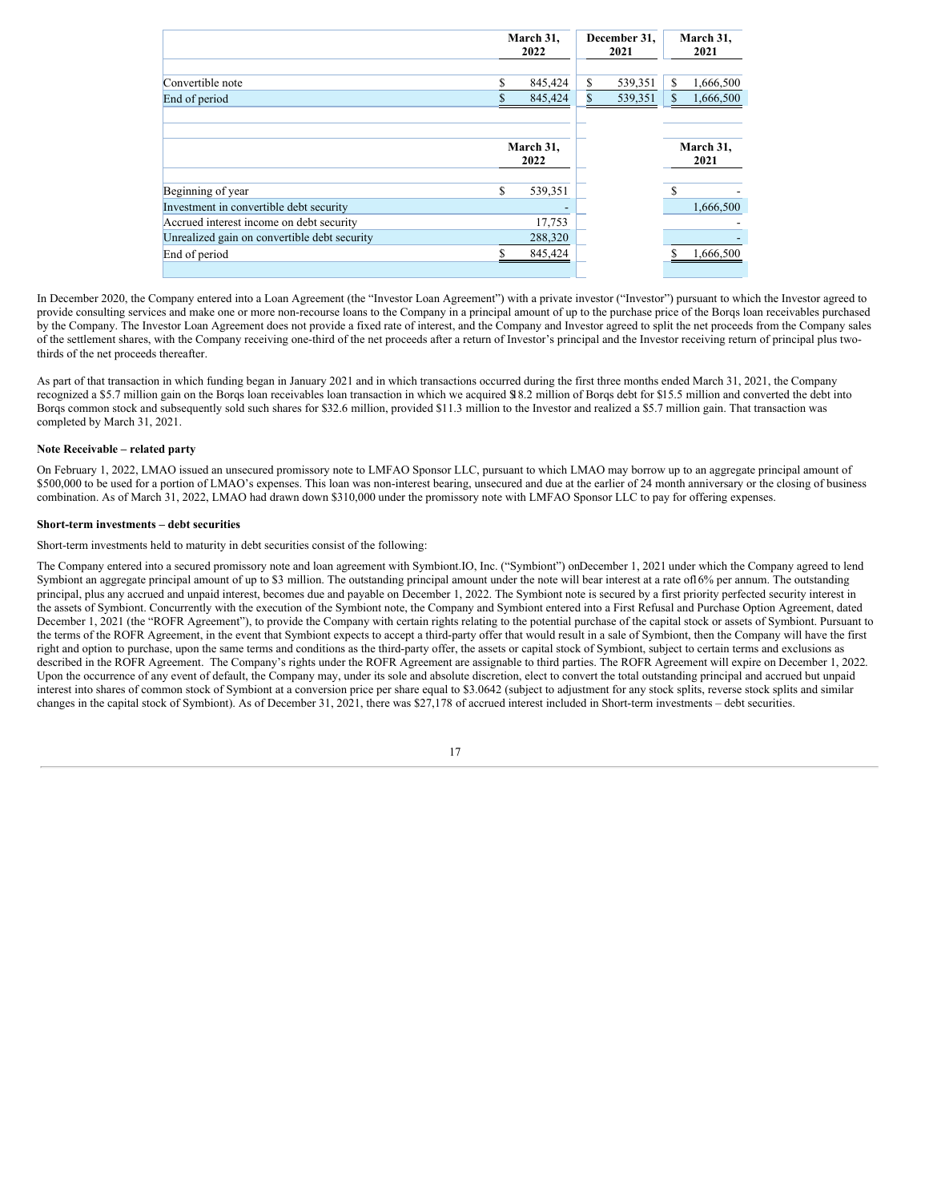| | March 31, 2022 | December 31, 2021 | March 31, 2021 |
|---|---|---|---|
| Convertible note | $ 845,424 | $ 539,351 | $ 1,666,500 |
| End of period | $ 845,424 | $ 539,351 | $ 1,666,500 |

| | March 31, 2022 | | March 31, 2021 |
|---|---|---|---|
| Beginning of year | $ 539,351 | | $ - |
| Investment in convertible debt security | - | | 1,666,500 |
| Accrued interest income on debt security | 17,753 | | - |
| Unrealized gain on convertible debt security | 288,320 | | - |
| End of period | $ 845,424 | | $ 1,666,500 |

In December 2020, the Company entered into a Loan Agreement (the "Investor Loan Agreement") with a private investor ("Investor") pursuant to which the Investor agreed to provide consulting services and make one or more non-recourse loans to the Company in a principal amount of up to the purchase price of the Borqs loan receivables purchased by the Company. The Investor Loan Agreement does not provide a fixed rate of interest, and the Company and Investor agreed to split the net proceeds from the Company sales of the settlement shares, with the Company receiving one-third of the net proceeds after a return of Investor's principal and the Investor receiving return of principal plus two-thirds of the net proceeds thereafter.

As part of that transaction in which funding began in January 2021 and in which transactions occurred during the first three months ended March 31, 2021, the Company recognized a $5.7 million gain on the Borqs loan receivables loan transaction in which we acquired $18.2 million of Borqs debt for $15.5 million and converted the debt into Borqs common stock and subsequently sold such shares for $32.6 million, provided $11.3 million to the Investor and realized a $5.7 million gain. That transaction was completed by March 31, 2021.

**Note Receivable – related party**

On February 1, 2022, LMAO issued an unsecured promissory note to LMFAO Sponsor LLC, pursuant to which LMAO may borrow up to an aggregate principal amount of $500,000 to be used for a portion of LMAO's expenses. This loan was non-interest bearing, unsecured and due at the earlier of 24 month anniversary or the closing of business combination. As of March 31, 2022, LMAO had drawn down $310,000 under the promissory note with LMFAO Sponsor LLC to pay for offering expenses.

**Short-term investments – debt securities**

Short-term investments held to maturity in debt securities consist of the following:

The Company entered into a secured promissory note and loan agreement with Symbiont.IO, Inc. ("Symbiont") on December 1, 2021 under which the Company agreed to lend Symbiont an aggregate principal amount of up to $3 million. The outstanding principal amount under the note will bear interest at a rate of 16% per annum. The outstanding principal, plus any accrued and unpaid interest, becomes due and payable on December 1, 2022. The Symbiont note is secured by a first priority perfected security interest in the assets of Symbiont. Concurrently with the execution of the Symbiont note, the Company and Symbiont entered into a First Refusal and Purchase Option Agreement, dated December 1, 2021 (the "ROFR Agreement"), to provide the Company with certain rights relating to the potential purchase of the capital stock or assets of Symbiont. Pursuant to the terms of the ROFR Agreement, in the event that Symbiont expects to accept a third-party offer that would result in a sale of Symbiont, then the Company will have the first right and option to purchase, upon the same terms and conditions as the third-party offer, the assets or capital stock of Symbiont, subject to certain terms and exclusions as described in the ROFR Agreement. The Company's rights under the ROFR Agreement are assignable to third parties. The ROFR Agreement will expire on December 1, 2022. Upon the occurrence of any event of default, the Company may, under its sole and absolute discretion, elect to convert the total outstanding principal and accrued but unpaid interest into shares of common stock of Symbiont at a conversion price per share equal to $3.0642 (subject to adjustment for any stock splits, reverse stock splits and similar changes in the capital stock of Symbiont). As of December 31, 2021, there was $27,178 of accrued interest included in Short-term investments – debt securities.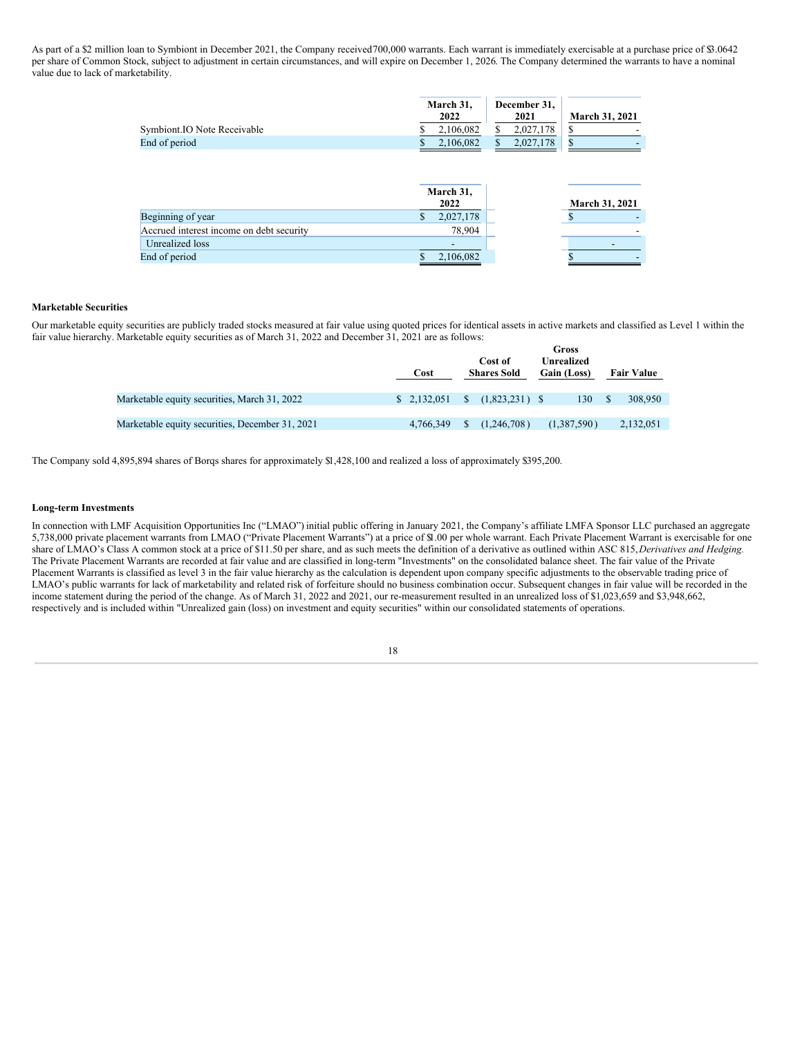As part of a $2 million loan to Symbiont in December 2021, the Company received 700,000 warrants. Each warrant is immediately exercisable at a purchase price of $3.0642 per share of Common Stock, subject to adjustment in certain circumstances, and will expire on December 1, 2026. The Company determined the warrants to have a nominal value due to lack of marketability.

| | March 31, 2022 | December 31, 2021 | March 31, 2021 |
|---|---|---|---|
| Symbiont.IO Note Receivable | $ 2,106,082 | $ 2,027,178 | $ - |
| End of period | $ 2,106,082 | $ 2,027,178 | $ - |

| | March 31, 2022 | March 31, 2021 |
|---|---|---|
| Beginning of year | $ 2,027,178 | $ - |
| Accrued interest income on debt security | 78,904 | - |
| Unrealized loss | - | - |
| End of period | $ 2,106,082 | $ - |

**Marketable Securities**

Our marketable equity securities are publicly traded stocks measured at fair value using quoted prices for identical assets in active markets and classified as Level 1 within the fair value hierarchy. Marketable equity securities as of March 31, 2022 and December 31, 2021 are as follows:

| | Cost | Cost of Shares Sold | Gross Unrealized Gain (Loss) | Fair Value |
|---|---|---|---|---|
| Marketable equity securities, March 31, 2022 | $ 2,132,051 | $ (1,823,231) | $ 130 | $ 308,950 |
| Marketable equity securities, December 31, 2021 | 4,766,349 | $ (1,246,708) | (1,387,590) | 2,132,051 |

The Company sold 4,895,894 shares of Borqs shares for approximately $1,428,100 and realized a loss of approximately $395,200.

**Long-term Investments**

In connection with LMF Acquisition Opportunities Inc ("LMAO") initial public offering in January 2021, the Company's affiliate LMFA Sponsor LLC purchased an aggregate 5,738,000 private placement warrants from LMAO ("Private Placement Warrants") at a price of $1.00 per whole warrant. Each Private Placement Warrant is exercisable for one share of LMAO's Class A common stock at a price of $11.50 per share, and as such meets the definition of a derivative as outlined within ASC 815, *Derivatives and Hedging.* The Private Placement Warrants are recorded at fair value and are classified in long-term "Investments" on the consolidated balance sheet. The fair value of the Private Placement Warrants is classified as level 3 in the fair value hierarchy as the calculation is dependent upon company specific adjustments to the observable trading price of LMAO's public warrants for lack of marketability and related risk of forfeiture should no business combination occur. Subsequent changes in fair value will be recorded in the income statement during the period of the change. As of March 31, 2022 and 2021, our re-measurement resulted in an unrealized loss of $1,023,659 and $3,948,662, respectively and is included within "Unrealized gain (loss) on investment and equity securities" within our consolidated statements of operations.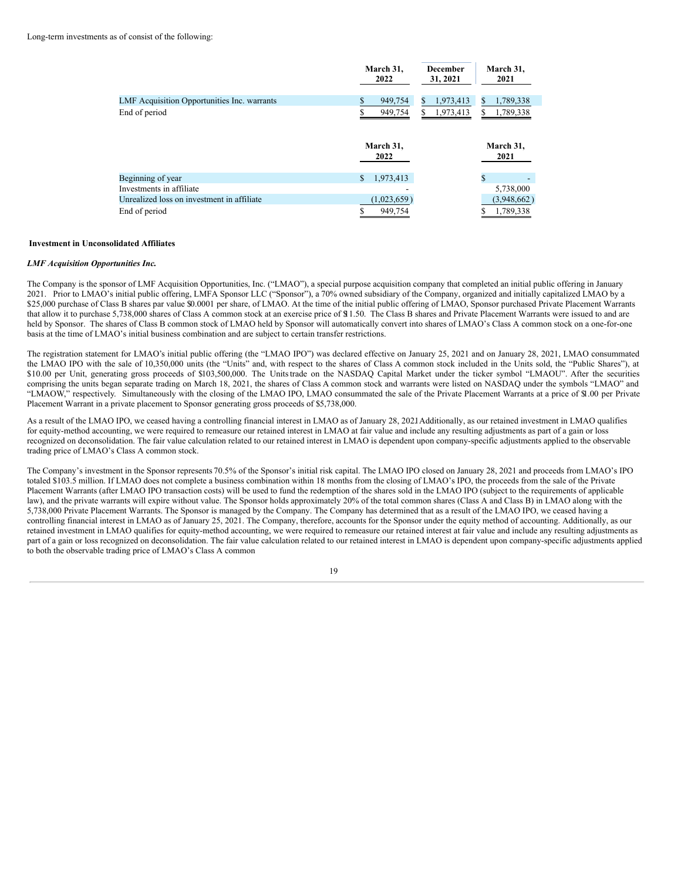Long-term investments as of consist of the following:

| | March 31, 2022 | December 31, 2021 | March 31, 2021 |
|---|---|---|---|
| LMF Acquisition Opportunities Inc. warrants | $ 949,754 | $ 1,973,413 | $ 1,789,338 |
| End of period | $ 949,754 | $ 1,973,413 | $ 1,789,338 |

| | March 31, 2022 | March 31, 2021 |
|---|---|---|
| Beginning of year | $ 1,973,413 | $ - |
| Investments in affiliate | - | 5,738,000 |
| Unrealized loss on investment in affiliate | (1,023,659) | (3,948,662) |
| End of period | $ 949,754 | $ 1,789,338 |

**Investment in Unconsolidated Affiliates**

***LMF Acquisition Opportunities Inc.***

The Company is the sponsor of LMF Acquisition Opportunities, Inc. ("LMAO"), a special purpose acquisition company that completed an initial public offering in January 2021. Prior to LMAO's initial public offering, LMFA Sponsor LLC ("Sponsor"), a 70% owned subsidiary of the Company, organized and initially capitalized LMAO by a $25,000 purchase of Class B shares par value $0.0001 per share, of LMAO. At the time of the initial public offering of LMAO, Sponsor purchased Private Placement Warrants that allow it to purchase 5,738,000 shares of Class A common stock at an exercise price of $11.50. The Class B shares and Private Placement Warrants were issued to and are held by Sponsor. The shares of Class B common stock of LMAO held by Sponsor will automatically convert into shares of LMAO's Class A common stock on a one-for-one basis at the time of LMAO's initial business combination and are subject to certain transfer restrictions.

The registration statement for LMAO's initial public offering (the "LMAO IPO") was declared effective on January 25, 2021 and on January 28, 2021, LMAO consummated the LMAO IPO with the sale of 10,350,000 units (the "Units" and, with respect to the shares of Class A common stock included in the Units sold, the "Public Shares"), at $10.00 per Unit, generating gross proceeds of $103,500,000. The Units trade on the NASDAQ Capital Market under the ticker symbol "LMAOU". After the securities comprising the units began separate trading on March 18, 2021, the shares of Class A common stock and warrants were listed on NASDAQ under the symbols "LMAO" and "LMAOW," respectively. Simultaneously with the closing of the LMAO IPO, LMAO consummated the sale of the Private Placement Warrants at a price of $1.00 per Private Placement Warrant in a private placement to Sponsor generating gross proceeds of $5,738,000.

As a result of the LMAO IPO, we ceased having a controlling financial interest in LMAO as of January 28, 2021 Additionally, as our retained investment in LMAO qualifies for equity-method accounting, we were required to remeasure our retained interest in LMAO at fair value and include any resulting adjustments as part of a gain or loss recognized on deconsolidation. The fair value calculation related to our retained interest in LMAO is dependent upon company-specific adjustments applied to the observable trading price of LMAO's Class A common stock.

The Company's investment in the Sponsor represents 70.5% of the Sponsor's initial risk capital. The LMAO IPO closed on January 28, 2021 and proceeds from LMAO's IPO totaled $103.5 million. If LMAO does not complete a business combination within 18 months from the closing of LMAO's IPO, the proceeds from the sale of the Private Placement Warrants (after LMAO IPO transaction costs) will be used to fund the redemption of the shares sold in the LMAO IPO (subject to the requirements of applicable law), and the private warrants will expire without value. The Sponsor holds approximately 20% of the total common shares (Class A and Class B) in LMAO along with the 5,738,000 Private Placement Warrants. The Sponsor is managed by the Company. The Company has determined that as a result of the LMAO IPO, we ceased having a controlling financial interest in LMAO as of January 25, 2021. The Company, therefore, accounts for the Sponsor under the equity method of accounting. Additionally, as our retained investment in LMAO qualifies for equity-method accounting, we were required to remeasure our retained interest at fair value and include any resulting adjustments as part of a gain or loss recognized on deconsolidation. The fair value calculation related to our retained interest in LMAO is dependent upon company-specific adjustments applied to both the observable trading price of LMAO's Class A common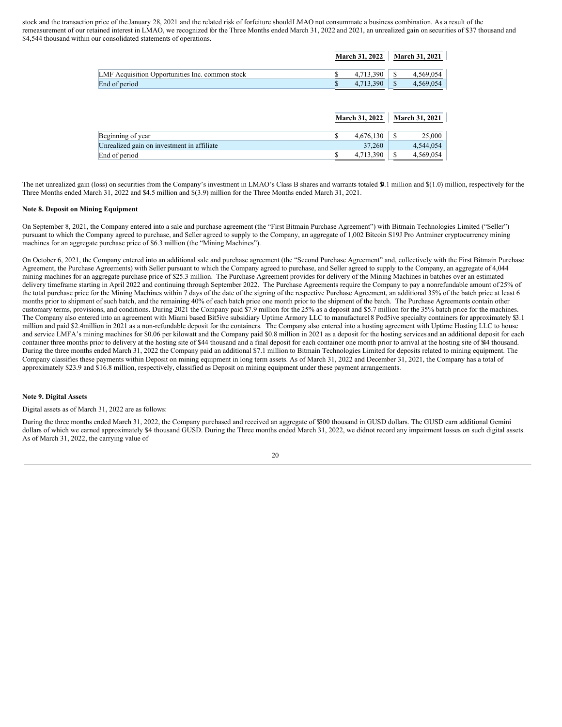stock and the transaction price of the January 28, 2021 and the related risk of forfeiture should LMAO not consummate a business combination. As a result of the remeasurement of our retained interest in LMAO, we recognized for the Three Months ended March 31, 2022 and 2021, an unrealized gain on securities of $37 thousand and $4,544 thousand within our consolidated statements of operations.

| | March 31, 2022 | March 31, 2021 |
|---|---|---|
| LMF Acquisition Opportunities Inc. common stock | $ 4,713,390 | $ 4,569,054 |
| End of period | $ 4,713,390 | $ 4,569,054 |

| | March 31, 2022 | March 31, 2021 |
|---|---|---|
| Beginning of year | $ 4,676,130 | $ 25,000 |
| Unrealized gain on investment in affiliate | 37,260 | 4,544,054 |
| End of period | $ 4,713,390 | $ 4,569,054 |

The net unrealized gain (loss) on securities from the Company's investment in LMAO's Class B shares and warrants totaled $0.1 million and $(1.0) million, respectively for the Three Months ended March 31, 2022 and $4.5 million and $(3.9) million for the Three Months ended March 31, 2021.

**Note 8. Deposit on Mining Equipment**

On September 8, 2021, the Company entered into a sale and purchase agreement (the "First Bitmain Purchase Agreement") with Bitmain Technologies Limited ("Seller") pursuant to which the Company agreed to purchase, and Seller agreed to supply to the Company, an aggregate of 1,002 Bitcoin S19J Pro Antminer cryptocurrency mining machines for an aggregate purchase price of $6.3 million (the "Mining Machines").

On October 6, 2021, the Company entered into an additional sale and purchase agreement (the "Second Purchase Agreement" and, collectively with the First Bitmain Purchase Agreement, the Purchase Agreements) with Seller pursuant to which the Company agreed to purchase, and Seller agreed to supply to the Company, an aggregate of 4,044 mining machines for an aggregate purchase price of $25.3 million. The Purchase Agreement provides for delivery of the Mining Machines in batches over an estimated delivery timeframe starting in April 2022 and continuing through September 2022. The Purchase Agreements require the Company to pay a nonrefundable amount of 25% of the total purchase price for the Mining Machines within 7 days of the date of the signing of the respective Purchase Agreement, an additional 35% of the batch price at least 6 months prior to shipment of such batch, and the remaining 40% of each batch price one month prior to the shipment of the batch. The Purchase Agreements contain other customary terms, provisions, and conditions. During 2021 the Company paid $7.9 million for the 25% as a deposit and $5.7 million for the 35% batch price for the machines. The Company also entered into an agreement with Miami based Bit5ive subsidiary Uptime Armory LLC to manufacture18 Pod5ive specialty containers for approximately $3.1 million and paid $2.4million in 2021 as a non-refundable deposit for the containers. The Company also entered into a hosting agreement with Uptime Hosting LLC to house and service LMFA's mining machines for $0.06 per kilowatt and the Company paid $0.8 million in 2021 as a deposit for the hosting services and an additional deposit for each container three months prior to delivery at the hosting site of $44 thousand and a final deposit for each container one month prior to arrival at the hosting site of $44 thousand. During the three months ended March 31, 2022 the Company paid an additional $7.1 million to Bitmain Technologies Limited for deposits related to mining equipment. The Company classifies these payments within Deposit on mining equipment in long term assets. As of March 31, 2022 and December 31, 2021, the Company has a total of approximately $23.9 and $16.8 million, respectively, classified as Deposit on mining equipment under these payment arrangements.

**Note 9. Digital Assets**

Digital assets as of March 31, 2022 are as follows:

During the three months ended March 31, 2022, the Company purchased and received an aggregate of $500 thousand in GUSD dollars. The GUSD earn additional Gemini dollars of which we earned approximately $4 thousand GUSD. During the Three months ended March 31, 2022, we didnot record any impairment losses on such digital assets. As of March 31, 2022, the carrying value of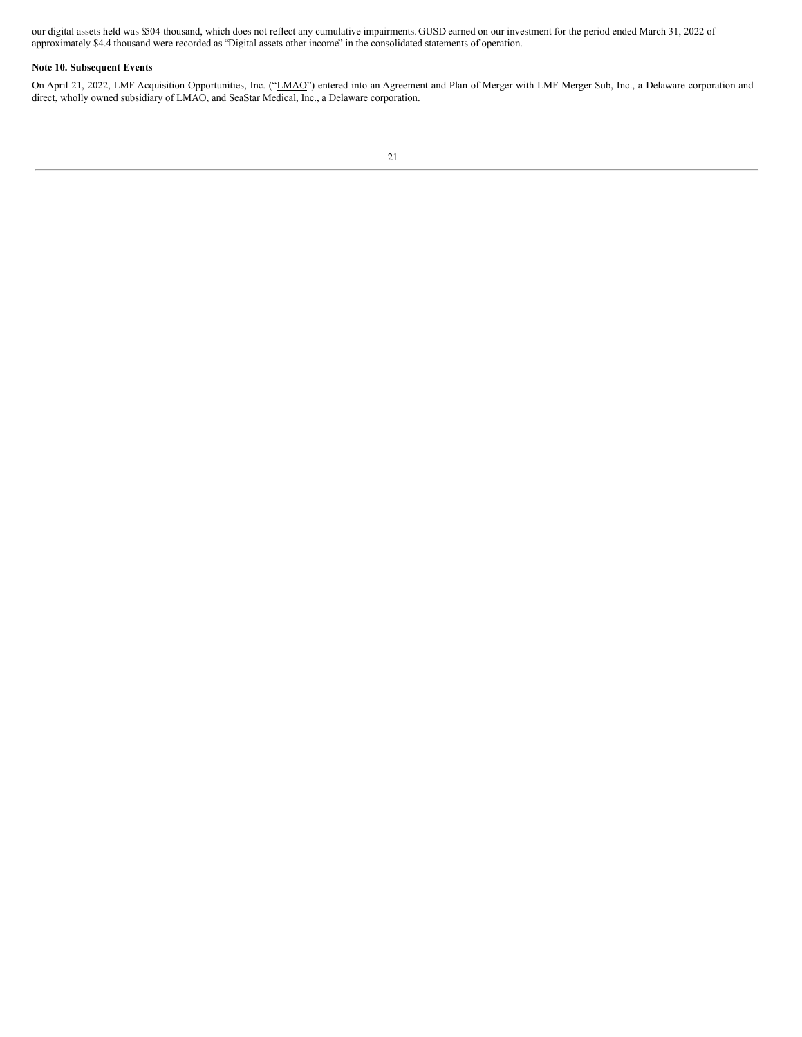our digital assets held was $504 thousand, which does not reflect any cumulative impairments. GUSD earned on our investment for the period ended March 31, 2022 of approximately $4.4 thousand were recorded as "Digital assets other income" in the consolidated statements of operation.

**Note 10. Subsequent Events**

On April 21, 2022, LMF Acquisition Opportunities, Inc. ("LMAO") entered into an Agreement and Plan of Merger with LMF Merger Sub, Inc., a Delaware corporation and direct, wholly owned subsidiary of LMAO, and SeaStar Medical, Inc., a Delaware corporation.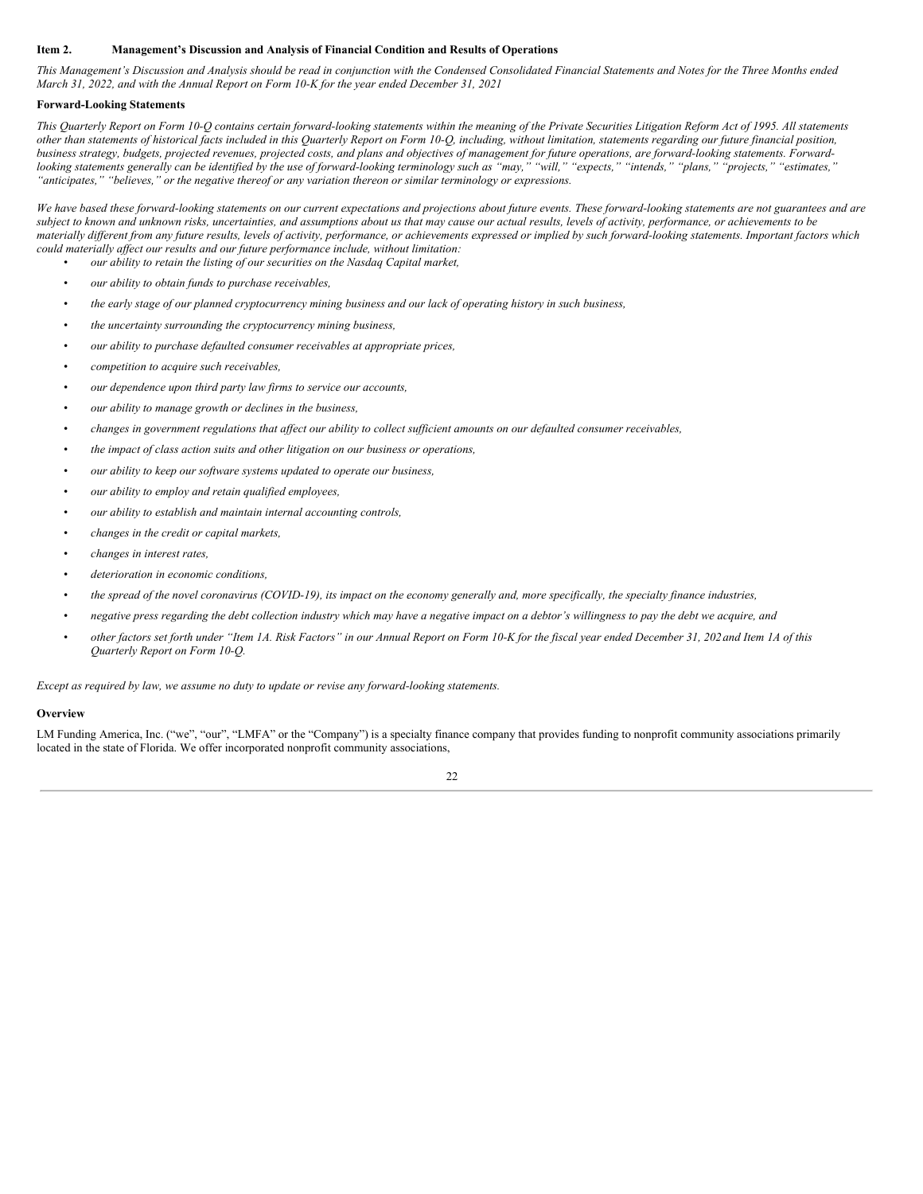## Item 2. Management's Discussion and Analysis of Financial Condition and Results of Operations

*This Management's Discussion and Analysis should be read in conjunction with the Condensed Consolidated Financial Statements and Notes for the Three Months ended March 31, 2022, and with the Annual Report on Form 10-K for the year ended December 31, 2021*

### Forward-Looking Statements

*This Quarterly Report on Form 10-Q contains certain forward-looking statements within the meaning of the Private Securities Litigation Reform Act of 1995. All statements other than statements of historical facts included in this Quarterly Report on Form 10-Q, including, without limitation, statements regarding our future financial position, business strategy, budgets, projected revenues, projected costs, and plans and objectives of management for future operations, are forward-looking statements. Forward-looking statements generally can be identified by the use of forward-looking terminology such as "may," "will," "expects," "intends," "plans," "projects," "estimates," "anticipates," "believes," or the negative thereof or any variation thereon or similar terminology or expressions.*

*We have based these forward-looking statements on our current expectations and projections about future events. These forward-looking statements are not guarantees and are subject to known and unknown risks, uncertainties, and assumptions about us that may cause our actual results, levels of activity, performance, or achievements to be materially different from any future results, levels of activity, performance, or achievements expressed or implied by such forward-looking statements. Important factors which could materially affect our results and our future performance include, without limitation:*

- *our ability to retain the listing of our securities on the Nasdaq Capital market,*
- *our ability to obtain funds to purchase receivables,*
- *the early stage of our planned cryptocurrency mining business and our lack of operating history in such business,*
- *the uncertainty surrounding the cryptocurrency mining business,*
- *our ability to purchase defaulted consumer receivables at appropriate prices,*
- *competition to acquire such receivables,*
- *our dependence upon third party law firms to service our accounts,*
- *our ability to manage growth or declines in the business,*
- *changes in government regulations that affect our ability to collect sufficient amounts on our defaulted consumer receivables,*
- *the impact of class action suits and other litigation on our business or operations,*
- *our ability to keep our software systems updated to operate our business,*
- *our ability to employ and retain qualified employees,*
- *our ability to establish and maintain internal accounting controls,*
- *changes in the credit or capital markets,*
- *changes in interest rates,*
- *deterioration in economic conditions,*
- *the spread of the novel coronavirus (COVID-19), its impact on the economy generally and, more specifically, the specialty finance industries,*
- *negative press regarding the debt collection industry which may have a negative impact on a debtor's willingness to pay the debt we acquire, and*
- *other factors set forth under "Item 1A. Risk Factors" in our Annual Report on Form 10-K for the fiscal year ended December 31, 202 and Item 1A of this Quarterly Report on Form 10-Q.*

*Except as required by law, we assume no duty to update or revise any forward-looking statements.*

### Overview

LM Funding America, Inc. ("we", "our", "LMFA" or the "Company") is a specialty finance company that provides funding to nonprofit community associations primarily located in the state of Florida. We offer incorporated nonprofit community associations,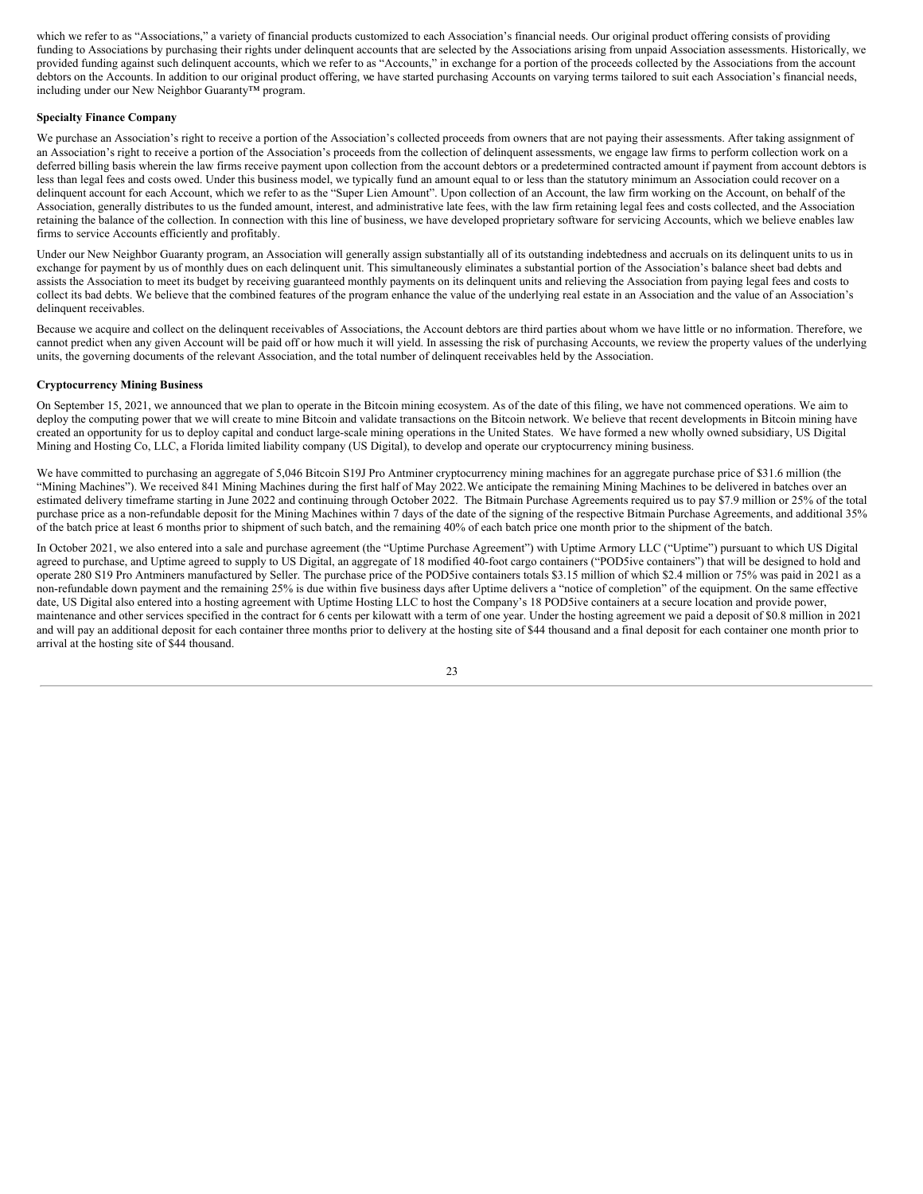which we refer to as "Associations," a variety of financial products customized to each Association's financial needs. Our original product offering consists of providing funding to Associations by purchasing their rights under delinquent accounts that are selected by the Associations arising from unpaid Association assessments. Historically, we provided funding against such delinquent accounts, which we refer to as "Accounts," in exchange for a portion of the proceeds collected by the Associations from the account debtors on the Accounts. In addition to our original product offering, we have started purchasing Accounts on varying terms tailored to suit each Association's financial needs, including under our New Neighbor Guaranty™ program.

**Specialty Finance Company**

We purchase an Association's right to receive a portion of the Association's collected proceeds from owners that are not paying their assessments. After taking assignment of an Association's right to receive a portion of the Association's proceeds from the collection of delinquent assessments, we engage law firms to perform collection work on a deferred billing basis wherein the law firms receive payment upon collection from the account debtors or a predetermined contracted amount if payment from account debtors is less than legal fees and costs owed. Under this business model, we typically fund an amount equal to or less than the statutory minimum an Association could recover on a delinquent account for each Account, which we refer to as the "Super Lien Amount". Upon collection of an Account, the law firm working on the Account, on behalf of the Association, generally distributes to us the funded amount, interest, and administrative late fees, with the law firm retaining legal fees and costs collected, and the Association retaining the balance of the collection. In connection with this line of business, we have developed proprietary software for servicing Accounts, which we believe enables law firms to service Accounts efficiently and profitably.

Under our New Neighbor Guaranty program, an Association will generally assign substantially all of its outstanding indebtedness and accruals on its delinquent units to us in exchange for payment by us of monthly dues on each delinquent unit. This simultaneously eliminates a substantial portion of the Association's balance sheet bad debts and assists the Association to meet its budget by receiving guaranteed monthly payments on its delinquent units and relieving the Association from paying legal fees and costs to collect its bad debts. We believe that the combined features of the program enhance the value of the underlying real estate in an Association and the value of an Association's delinquent receivables.

Because we acquire and collect on the delinquent receivables of Associations, the Account debtors are third parties about whom we have little or no information. Therefore, we cannot predict when any given Account will be paid off or how much it will yield. In assessing the risk of purchasing Accounts, we review the property values of the underlying units, the governing documents of the relevant Association, and the total number of delinquent receivables held by the Association.

**Cryptocurrency Mining Business**

On September 15, 2021, we announced that we plan to operate in the Bitcoin mining ecosystem. As of the date of this filing, we have not commenced operations. We aim to deploy the computing power that we will create to mine Bitcoin and validate transactions on the Bitcoin network. We believe that recent developments in Bitcoin mining have created an opportunity for us to deploy capital and conduct large-scale mining operations in the United States. We have formed a new wholly owned subsidiary, US Digital Mining and Hosting Co, LLC, a Florida limited liability company (US Digital), to develop and operate our cryptocurrency mining business.

We have committed to purchasing an aggregate of 5,046 Bitcoin S19J Pro Antminer cryptocurrency mining machines for an aggregate purchase price of $31.6 million (the "Mining Machines"). We received 841 Mining Machines during the first half of May 2022. We anticipate the remaining Mining Machines to be delivered in batches over an estimated delivery timeframe starting in June 2022 and continuing through October 2022. The Bitmain Purchase Agreements required us to pay $7.9 million or 25% of the total purchase price as a non-refundable deposit for the Mining Machines within 7 days of the date of the signing of the respective Bitmain Purchase Agreements, and additional 35% of the batch price at least 6 months prior to shipment of such batch, and the remaining 40% of each batch price one month prior to the shipment of the batch.

In October 2021, we also entered into a sale and purchase agreement (the "Uptime Purchase Agreement") with Uptime Armory LLC ("Uptime") pursuant to which US Digital agreed to purchase, and Uptime agreed to supply to US Digital, an aggregate of 18 modified 40-foot cargo containers ("POD5ive containers") that will be designed to hold and operate 280 S19 Pro Antminers manufactured by Seller. The purchase price of the POD5ive containers totals $3.15 million of which $2.4 million or 75% was paid in 2021 as a non-refundable down payment and the remaining 25% is due within five business days after Uptime delivers a "notice of completion" of the equipment. On the same effective date, US Digital also entered into a hosting agreement with Uptime Hosting LLC to host the Company's 18 POD5ive containers at a secure location and provide power, maintenance and other services specified in the contract for 6 cents per kilowatt with a term of one year. Under the hosting agreement we paid a deposit of $0.8 million in 2021 and will pay an additional deposit for each container three months prior to delivery at the hosting site of $44 thousand and a final deposit for each container one month prior to arrival at the hosting site of $44 thousand.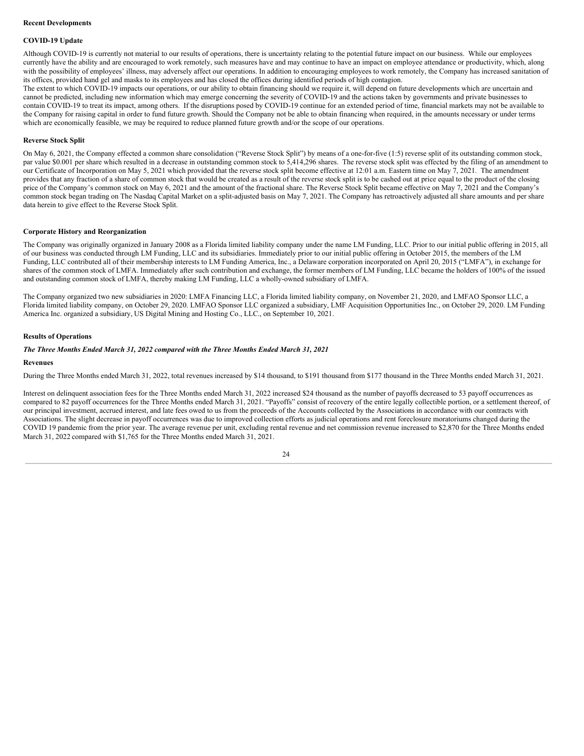**Recent Developments**

**COVID-19 Update**

Although COVID-19 is currently not material to our results of operations, there is uncertainty relating to the potential future impact on our business. While our employees currently have the ability and are encouraged to work remotely, such measures have and may continue to have an impact on employee attendance or productivity, which, along with the possibility of employees' illness, may adversely affect our operations. In addition to encouraging employees to work remotely, the Company has increased sanitation of its offices, provided hand gel and masks to its employees and has closed the offices during identified periods of high contagion.
The extent to which COVID-19 impacts our operations, or our ability to obtain financing should we require it, will depend on future developments which are uncertain and cannot be predicted, including new information which may emerge concerning the severity of COVID-19 and the actions taken by governments and private businesses to contain COVID-19 to treat its impact, among others. If the disruptions posed by COVID-19 continue for an extended period of time, financial markets may not be available to the Company for raising capital in order to fund future growth. Should the Company not be able to obtain financing when required, in the amounts necessary or under terms which are economically feasible, we may be required to reduce planned future growth and/or the scope of our operations.

**Reverse Stock Split**

On May 6, 2021, the Company effected a common share consolidation ("Reverse Stock Split") by means of a one-for-five (1:5) reverse split of its outstanding common stock, par value $0.001 per share which resulted in a decrease in outstanding common stock to 5,414,296 shares. The reverse stock split was effected by the filing of an amendment to our Certificate of Incorporation on May 5, 2021 which provided that the reverse stock split become effective at 12:01 a.m. Eastern time on May 7, 2021. The amendment provides that any fraction of a share of common stock that would be created as a result of the reverse stock split is to be cashed out at price equal to the product of the closing price of the Company's common stock on May 6, 2021 and the amount of the fractional share. The Reverse Stock Split became effective on May 7, 2021 and the Company's common stock began trading on The Nasdaq Capital Market on a split-adjusted basis on May 7, 2021. The Company has retroactively adjusted all share amounts and per share data herein to give effect to the Reverse Stock Split.

**Corporate History and Reorganization**

The Company was originally organized in January 2008 as a Florida limited liability company under the name LM Funding, LLC. Prior to our initial public offering in 2015, all of our business was conducted through LM Funding, LLC and its subsidiaries. Immediately prior to our initial public offering in October 2015, the members of the LM Funding, LLC contributed all of their membership interests to LM Funding America, Inc., a Delaware corporation incorporated on April 20, 2015 ("LMFA"), in exchange for shares of the common stock of LMFA. Immediately after such contribution and exchange, the former members of LM Funding, LLC became the holders of 100% of the issued and outstanding common stock of LMFA, thereby making LM Funding, LLC a wholly-owned subsidiary of LMFA.

The Company organized two new subsidiaries in 2020: LMFA Financing LLC, a Florida limited liability company, on November 21, 2020, and LMFAO Sponsor LLC, a Florida limited liability company, on October 29, 2020. LMFAO Sponsor LLC organized a subsidiary, LMF Acquisition Opportunities Inc., on October 29, 2020. LM Funding America Inc. organized a subsidiary, US Digital Mining and Hosting Co., LLC., on September 10, 2021.

**Results of Operations**

***The Three Months Ended March 31, 2022 compared with the Three Months Ended March 31, 2021***

**Revenues**

During the Three Months ended March 31, 2022, total revenues increased by $14 thousand, to $191 thousand from $177 thousand in the Three Months ended March 31, 2021.

Interest on delinquent association fees for the Three Months ended March 31, 2022 increased $24 thousand as the number of payoffs decreased to 53 payoff occurrences as compared to 82 payoff occurrences for the Three Months ended March 31, 2021. "Payoffs" consist of recovery of the entire legally collectible portion, or a settlement thereof, of our principal investment, accrued interest, and late fees owed to us from the proceeds of the Accounts collected by the Associations in accordance with our contracts with Associations. The slight decrease in payoff occurrences was due to improved collection efforts as judicial operations and rent foreclosure moratoriums changed during the COVID 19 pandemic from the prior year. The average revenue per unit, excluding rental revenue and net commission revenue increased to $2,870 for the Three Months ended March 31, 2022 compared with $1,765 for the Three Months ended March 31, 2021.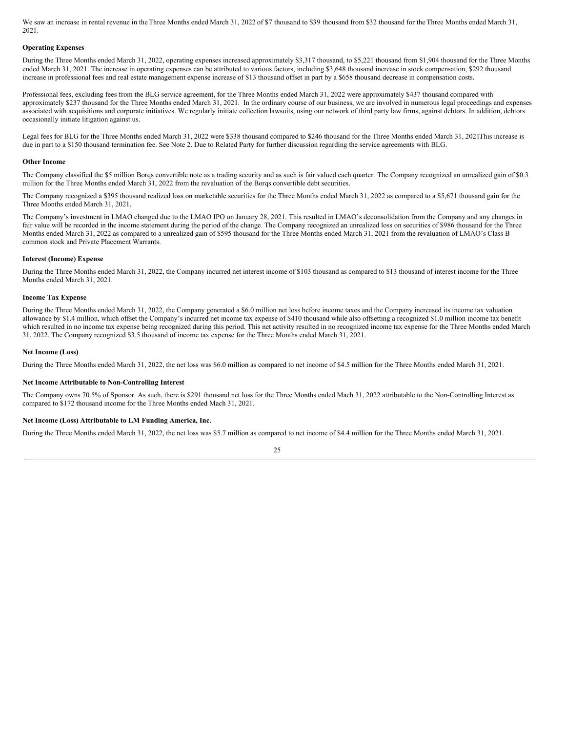We saw an increase in rental revenue in the Three Months ended March 31, 2022 of $7 thousand to $39 thousand from $32 thousand for the Three Months ended March 31, 2021.

**Operating Expenses**

During the Three Months ended March 31, 2022, operating expenses increased approximately $3,317 thousand, to $5,221 thousand from $1,904 thousand for the Three Months ended March 31, 2021. The increase in operating expenses can be attributed to various factors, including $3,648 thousand increase in stock compensation, $292 thousand increase in professional fees and real estate management expense increase of $13 thousand offset in part by a $658 thousand decrease in compensation costs.

Professional fees, excluding fees from the BLG service agreement, for the Three Months ended March 31, 2022 were approximately $437 thousand compared with approximately $237 thousand for the Three Months ended March 31, 2021. In the ordinary course of our business, we are involved in numerous legal proceedings and expenses associated with acquisitions and corporate initiatives. We regularly initiate collection lawsuits, using our network of third party law firms, against debtors. In addition, debtors occasionally initiate litigation against us.

Legal fees for BLG for the Three Months ended March 31, 2022 were $338 thousand compared to $246 thousand for the Three Months ended March 31, 2021This increase is due in part to a $150 thousand termination fee. See Note 2. Due to Related Party for further discussion regarding the service agreements with BLG.

**Other Income**

The Company classified the $5 million Borqs convertible note as a trading security and as such is fair valued each quarter. The Company recognized an unrealized gain of $0.3 million for the Three Months ended March 31, 2022 from the revaluation of the Borqs convertible debt securities.

The Company recognized a $395 thousand realized loss on marketable securities for the Three Months ended March 31, 2022 as compared to a $5,671 thousand gain for the Three Months ended March 31, 2021.

The Company's investment in LMAO changed due to the LMAO IPO on January 28, 2021. This resulted in LMAO's deconsolidation from the Company and any changes in fair value will be recorded in the income statement during the period of the change. The Company recognized an unrealized loss on securities of $986 thousand for the Three Months ended March 31, 2022 as compared to a unrealized gain of $595 thousand for the Three Months ended March 31, 2021 from the revaluation of LMAO's Class B common stock and Private Placement Warrants.

**Interest (Income) Expense**

During the Three Months ended March 31, 2022, the Company incurred net interest income of $103 thousand as compared to $13 thousand of interest income for the Three Months ended March 31, 2021.

**Income Tax Expense**

During the Three Months ended March 31, 2022, the Company generated a $6.0 million net loss before income taxes and the Company increased its income tax valuation allowance by $1.4 million, which offset the Company's incurred net income tax expense of $410 thousand while also offsetting a recognized $1.0 million income tax benefit which resulted in no income tax expense being recognized during this period. This net activity resulted in no recognized income tax expense for the Three Months ended March 31, 2022. The Company recognized $3.5 thousand of income tax expense for the Three Months ended March 31, 2021.

**Net Income (Loss)**

During the Three Months ended March 31, 2022, the net loss was $6.0 million as compared to net income of $4.5 million for the Three Months ended March 31, 2021.

**Net Income Attributable to Non-Controlling Interest**

The Company owns 70.5% of Sponsor. As such, there is $291 thousand net loss for the Three Months ended Mach 31, 2022 attributable to the Non-Controlling Interest as compared to $172 thousand income for the Three Months ended Mach 31, 2021.

**Net Income (Loss) Attributable to LM Funding America, Inc.**

During the Three Months ended March 31, 2022, the net loss was $5.7 million as compared to net income of $4.4 million for the Three Months ended March 31, 2021.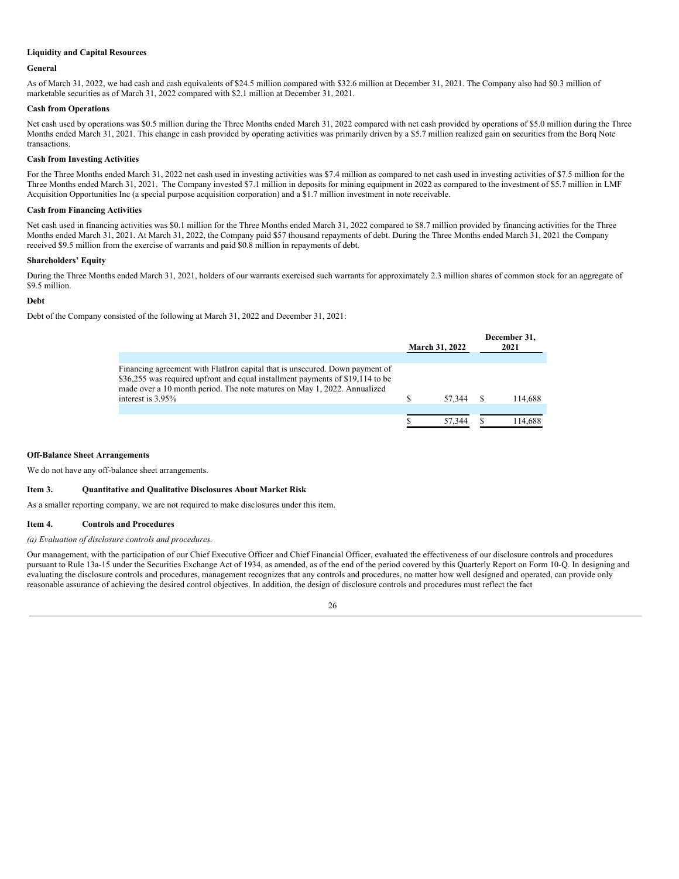**Liquidity and Capital Resources**

**General**

As of March 31, 2022, we had cash and cash equivalents of $24.5 million compared with $32.6 million at December 31, 2021. The Company also had $0.3 million of marketable securities as of March 31, 2022 compared with $2.1 million at December 31, 2021.

**Cash from Operations**

Net cash used by operations was $0.5 million during the Three Months ended March 31, 2022 compared with net cash provided by operations of $5.0 million during the Three Months ended March 31, 2021. This change in cash provided by operating activities was primarily driven by a $5.7 million realized gain on securities from the Borq Note transactions.

**Cash from Investing Activities**

For the Three Months ended March 31, 2022 net cash used in investing activities was $7.4 million as compared to net cash used in investing activities of $7.5 million for the Three Months ended March 31, 2021. The Company invested $7.1 million in deposits for mining equipment in 2022 as compared to the investment of $5.7 million in LMF Acquisition Opportunities Inc (a special purpose acquisition corporation) and a $1.7 million investment in note receivable.

**Cash from Financing Activities**

Net cash used in financing activities was $0.1 million for the Three Months ended March 31, 2022 compared to $8.7 million provided by financing activities for the Three Months ended March 31, 2021. At March 31, 2022, the Company paid $57 thousand repayments of debt. During the Three Months ended March 31, 2021 the Company received $9.5 million from the exercise of warrants and paid $0.8 million in repayments of debt.

**Shareholders' Equity**

During the Three Months ended March 31, 2021, holders of our warrants exercised such warrants for approximately 2.3 million shares of common stock for an aggregate of $9.5 million.

**Debt**

Debt of the Company consisted of the following at March 31, 2022 and December 31, 2021:

| | March 31, 2022 | December 31, 2021 |
|---|---|---|
| Financing agreement with FlatIron capital that is unsecured. Down payment of $36,255 was required upfront and equal installment payments of $19,114 to be made over a 10 month period. The note matures on May 1, 2022. Annualized interest is 3.95% | $ 57,344 | $ 114,688 |
| | $ 57,344 | $ 114,688 |

**Off-Balance Sheet Arrangements**

We do not have any off-balance sheet arrangements.

## Item 3. Quantitative and Qualitative Disclosures About Market Risk

As a smaller reporting company, we are not required to make disclosures under this item.

## Item 4. Controls and Procedures

*(a) Evaluation of disclosure controls and procedures.*

Our management, with the participation of our Chief Executive Officer and Chief Financial Officer, evaluated the effectiveness of our disclosure controls and procedures pursuant to Rule 13a-15 under the Securities Exchange Act of 1934, as amended, as of the end of the period covered by this Quarterly Report on Form 10-Q. In designing and evaluating the disclosure controls and procedures, management recognizes that any controls and procedures, no matter how well designed and operated, can provide only reasonable assurance of achieving the desired control objectives. In addition, the design of disclosure controls and procedures must reflect the fact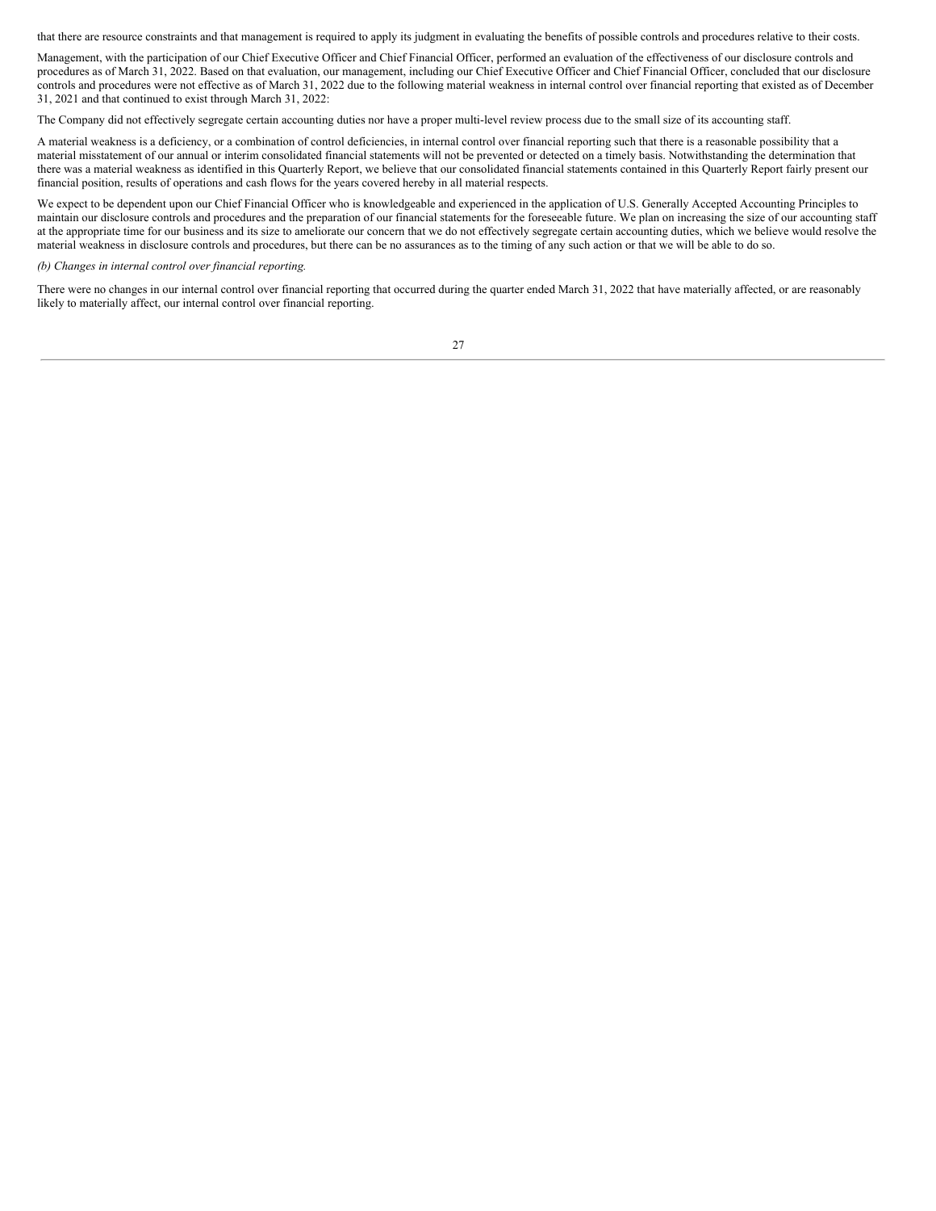that there are resource constraints and that management is required to apply its judgment in evaluating the benefits of possible controls and procedures relative to their costs.

Management, with the participation of our Chief Executive Officer and Chief Financial Officer, performed an evaluation of the effectiveness of our disclosure controls and procedures as of March 31, 2022. Based on that evaluation, our management, including our Chief Executive Officer and Chief Financial Officer, concluded that our disclosure controls and procedures were not effective as of March 31, 2022 due to the following material weakness in internal control over financial reporting that existed as of December 31, 2021 and that continued to exist through March 31, 2022:

The Company did not effectively segregate certain accounting duties nor have a proper multi-level review process due to the small size of its accounting staff.

A material weakness is a deficiency, or a combination of control deficiencies, in internal control over financial reporting such that there is a reasonable possibility that a material misstatement of our annual or interim consolidated financial statements will not be prevented or detected on a timely basis. Notwithstanding the determination that there was a material weakness as identified in this Quarterly Report, we believe that our consolidated financial statements contained in this Quarterly Report fairly present our financial position, results of operations and cash flows for the years covered hereby in all material respects.

We expect to be dependent upon our Chief Financial Officer who is knowledgeable and experienced in the application of U.S. Generally Accepted Accounting Principles to maintain our disclosure controls and procedures and the preparation of our financial statements for the foreseeable future. We plan on increasing the size of our accounting staff at the appropriate time for our business and its size to ameliorate our concern that we do not effectively segregate certain accounting duties, which we believe would resolve the material weakness in disclosure controls and procedures, but there can be no assurances as to the timing of any such action or that we will be able to do so.

*(b) Changes in internal control over financial reporting.*

There were no changes in our internal control over financial reporting that occurred during the quarter ended March 31, 2022 that have materially affected, or are reasonably likely to materially affect, our internal control over financial reporting.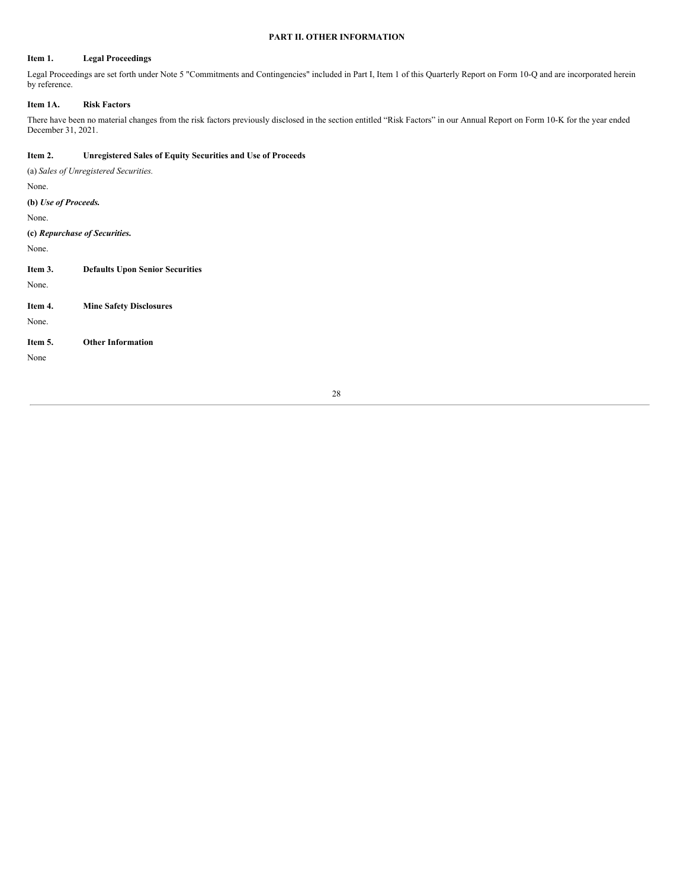# PART II. OTHER INFORMATION

## Item 1. Legal Proceedings

Legal Proceedings are set forth under Note 5 "Commitments and Contingencies" included in Part I, Item 1 of this Quarterly Report on Form 10-Q and are incorporated herein by reference.

## Item 1A. Risk Factors

There have been no material changes from the risk factors previously disclosed in the section entitled "Risk Factors" in our Annual Report on Form 10-K for the year ended December 31, 2021.

## Item 2. Unregistered Sales of Equity Securities and Use of Proceeds

(a) *Sales of Unregistered Securities.*

None.

**(b) *Use of Proceeds.***

None.

**(c) *Repurchase of Securities.***

None.

## Item 3. Defaults Upon Senior Securities

None.

## Item 4. Mine Safety Disclosures

None.

## Item 5. Other Information

None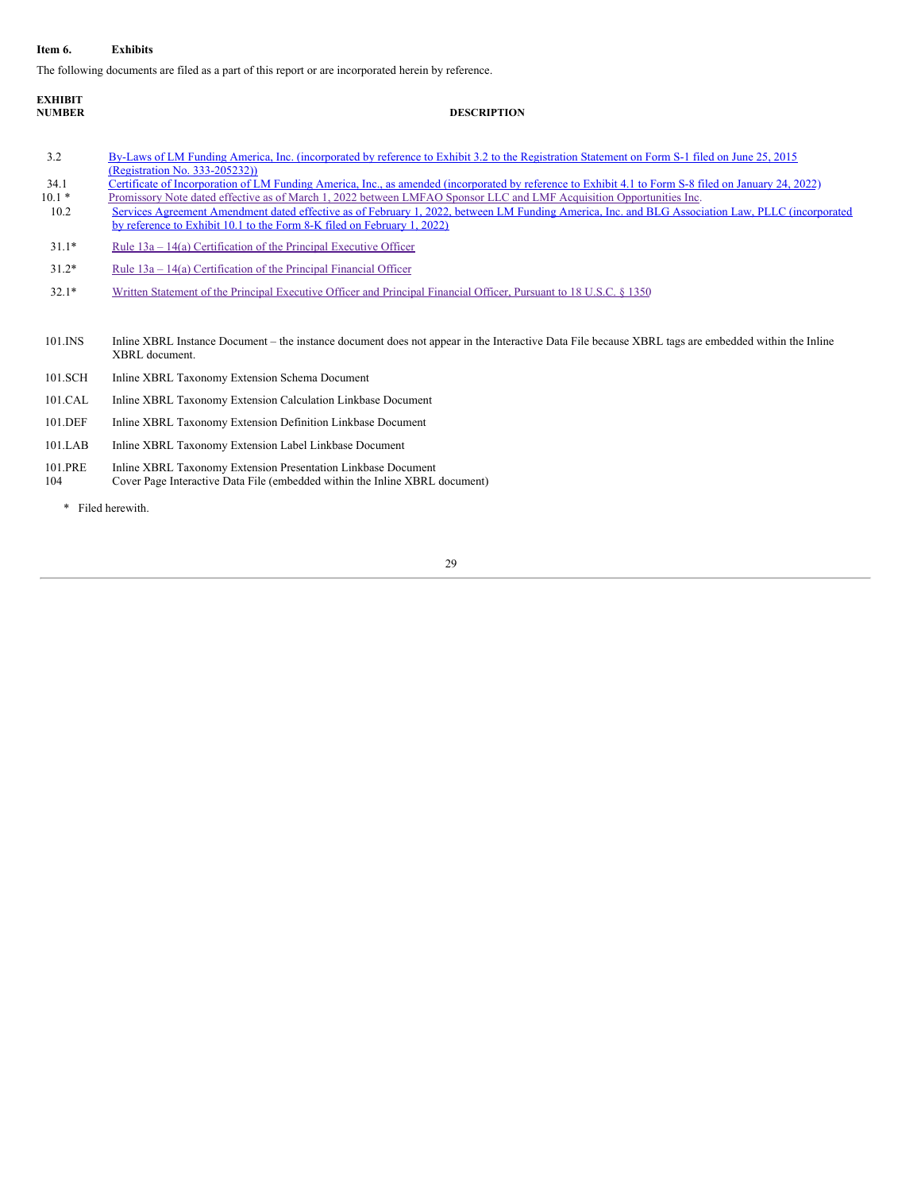**Item 6. Exhibits**

The following documents are filed as a part of this report or are incorporated herein by reference.

| EXHIBIT NUMBER | DESCRIPTION |
| --- | --- |
| 3.2 | By-Laws of LM Funding America, Inc. (incorporated by reference to Exhibit 3.2 to the Registration Statement on Form S-1 filed on June 25, 2015 (Registration No. 333-205232)) |
| 34.1 | Certificate of Incorporation of LM Funding America, Inc., as amended (incorporated by reference to Exhibit 4.1 to Form S-8 filed on January 24, 2022) |
| 10.1 * | Promissory Note dated effective as of March 1, 2022 between LMFAO Sponsor LLC and LMF Acquisition Opportunities Inc. |
| 10.2 | Services Agreement Amendment dated effective as of February 1, 2022, between LM Funding America, Inc. and BLG Association Law, PLLC (incorporated by reference to Exhibit 10.1 to the Form 8-K filed on February 1, 2022) |
| 31.1* | Rule 13a – 14(a) Certification of the Principal Executive Officer |
| 31.2* | Rule 13a – 14(a) Certification of the Principal Financial Officer |
| 32.1* | Written Statement of the Principal Executive Officer and Principal Financial Officer, Pursuant to 18 U.S.C. § 1350 |
| 101.INS | Inline XBRL Instance Document – the instance document does not appear in the Interactive Data File because XBRL tags are embedded within the Inline XBRL document. |
| 101.SCH | Inline XBRL Taxonomy Extension Schema Document |
| 101.CAL | Inline XBRL Taxonomy Extension Calculation Linkbase Document |
| 101.DEF | Inline XBRL Taxonomy Extension Definition Linkbase Document |
| 101.LAB | Inline XBRL Taxonomy Extension Label Linkbase Document |
| 101.PRE | Inline XBRL Taxonomy Extension Presentation Linkbase Document |
| 104 | Cover Page Interactive Data File (embedded within the Inline XBRL document) |

\* Filed herewith.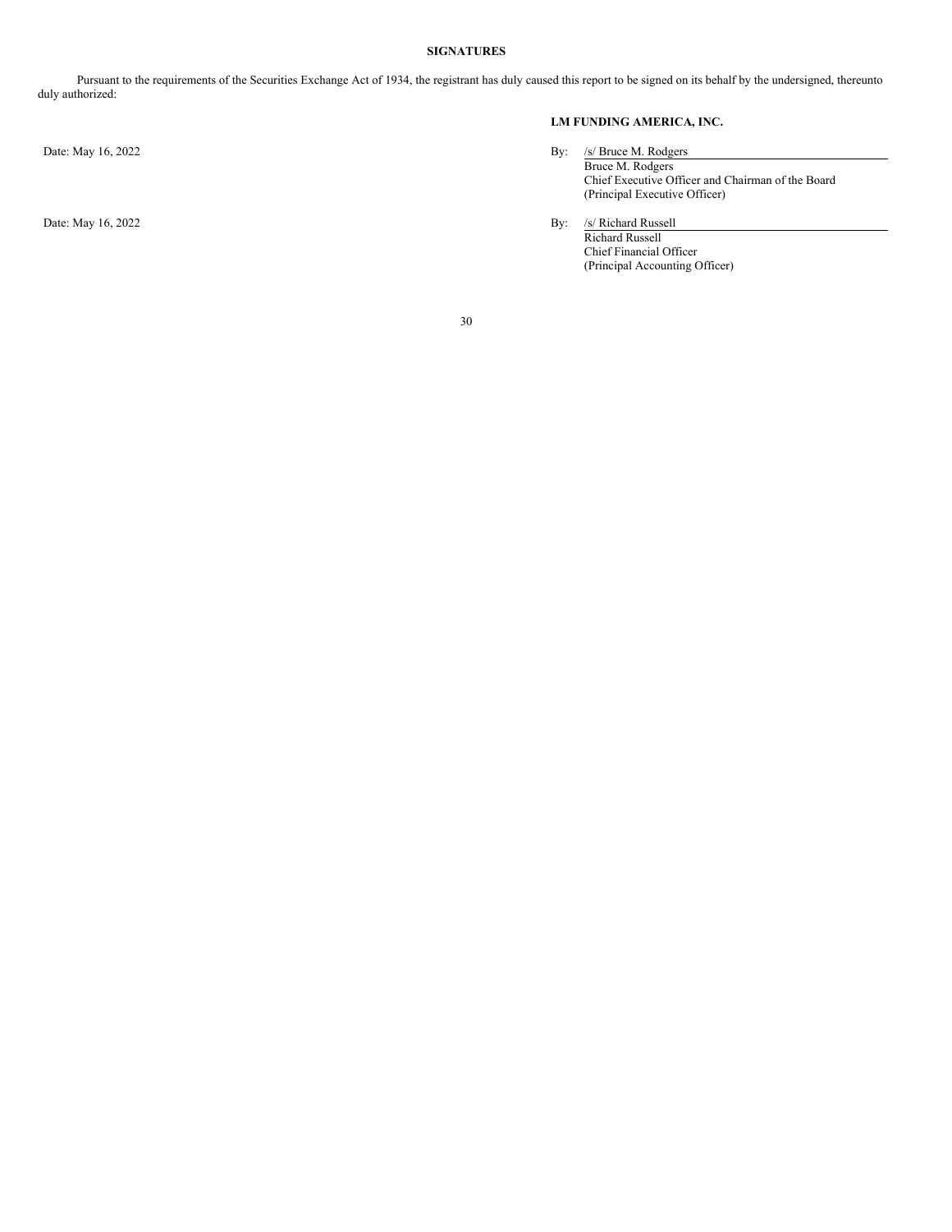**SIGNATURES**

Pursuant to the requirements of the Securities Exchange Act of 1934, the registrant has duly caused this report to be signed on its behalf by the undersigned, thereunto duly authorized:

**LM FUNDING AMERICA, INC.**

Date: May 16, 2022

By: /s/ Bruce M. Rodgers
Bruce M. Rodgers
Chief Executive Officer and Chairman of the Board
(Principal Executive Officer)

Date: May 16, 2022

By: /s/ Richard Russell
Richard Russell
Chief Financial Officer
(Principal Accounting Officer)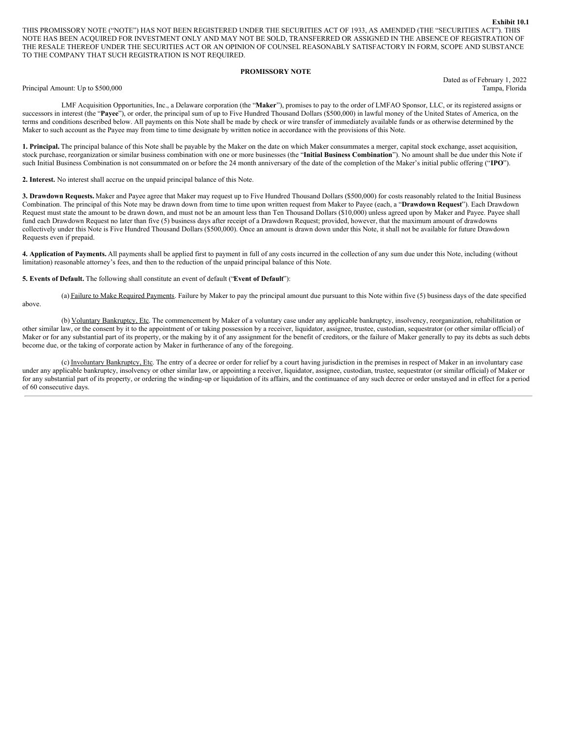**Exhibit 10.1**

THIS PROMISSORY NOTE (“NOTE”) HAS NOT BEEN REGISTERED UNDER THE SECURITIES ACT OF 1933, AS AMENDED (THE “SECURITIES ACT”). THIS NOTE HAS BEEN ACQUIRED FOR INVESTMENT ONLY AND MAY NOT BE SOLD, TRANSFERRED OR ASSIGNED IN THE ABSENCE OF REGISTRATION OF THE RESALE THEREOF UNDER THE SECURITIES ACT OR AN OPINION OF COUNSEL REASONABLY SATISFACTORY IN FORM, SCOPE AND SUBSTANCE TO THE COMPANY THAT SUCH REGISTRATION IS NOT REQUIRED.

# PROMISSORY NOTE

Principal Amount: Up to $500,000

Dated as of February 1, 2022
Tampa, Florida

LMF Acquisition Opportunities, Inc., a Delaware corporation (the “**Maker**”), promises to pay to the order of LMFAO Sponsor, LLC, or its registered assigns or successors in interest (the “**Payee**”), or order, the principal sum of up to Five Hundred Thousand Dollars ($500,000) in lawful money of the United States of America, on the terms and conditions described below. All payments on this Note shall be made by check or wire transfer of immediately available funds or as otherwise determined by the Maker to such account as the Payee may from time to time designate by written notice in accordance with the provisions of this Note.

**1. Principal.** The principal balance of this Note shall be payable by the Maker on the date on which Maker consummates a merger, capital stock exchange, asset acquisition, stock purchase, reorganization or similar business combination with one or more businesses (the “**Initial Business Combination**”). No amount shall be due under this Note if such Initial Business Combination is not consummated on or before the 24 month anniversary of the date of the completion of the Maker’s initial public offering (“**IPO**”).

**2. Interest.** No interest shall accrue on the unpaid principal balance of this Note.

**3. Drawdown Requests.** Maker and Payee agree that Maker may request up to Five Hundred Thousand Dollars ($500,000) for costs reasonably related to the Initial Business Combination. The principal of this Note may be drawn down from time to time upon written request from Maker to Payee (each, a “**Drawdown Request**”). Each Drawdown Request must state the amount to be drawn down, and must not be an amount less than Ten Thousand Dollars ($10,000) unless agreed upon by Maker and Payee. Payee shall fund each Drawdown Request no later than five (5) business days after receipt of a Drawdown Request; provided, however, that the maximum amount of drawdowns collectively under this Note is Five Hundred Thousand Dollars ($500,000). Once an amount is drawn down under this Note, it shall not be available for future Drawdown Requests even if prepaid.

**4. Application of Payments.** All payments shall be applied first to payment in full of any costs incurred in the collection of any sum due under this Note, including (without limitation) reasonable attorney’s fees, and then to the reduction of the unpaid principal balance of this Note.

**5. Events of Default.** The following shall constitute an event of default (“**Event of Default**”):

(a) Failure to Make Required Payments. Failure by Maker to pay the principal amount due pursuant to this Note within five (5) business days of the date specified above.

(b) Voluntary Bankruptcy, Etc. The commencement by Maker of a voluntary case under any applicable bankruptcy, insolvency, reorganization, rehabilitation or other similar law, or the consent by it to the appointment of or taking possession by a receiver, liquidator, assignee, trustee, custodian, sequestrator (or other similar official) of Maker or for any substantial part of its property, or the making by it of any assignment for the benefit of creditors, or the failure of Maker generally to pay its debts as such debts become due, or the taking of corporate action by Maker in furtherance of any of the foregoing.

(c) Involuntary Bankruptcy, Etc. The entry of a decree or order for relief by a court having jurisdiction in the premises in respect of Maker in an involuntary case under any applicable bankruptcy, insolvency or other similar law, or appointing a receiver, liquidator, assignee, custodian, trustee, sequestrator (or similar official) of Maker or for any substantial part of its property, or ordering the winding-up or liquidation of its affairs, and the continuance of any such decree or order unstayed and in effect for a period of 60 consecutive days.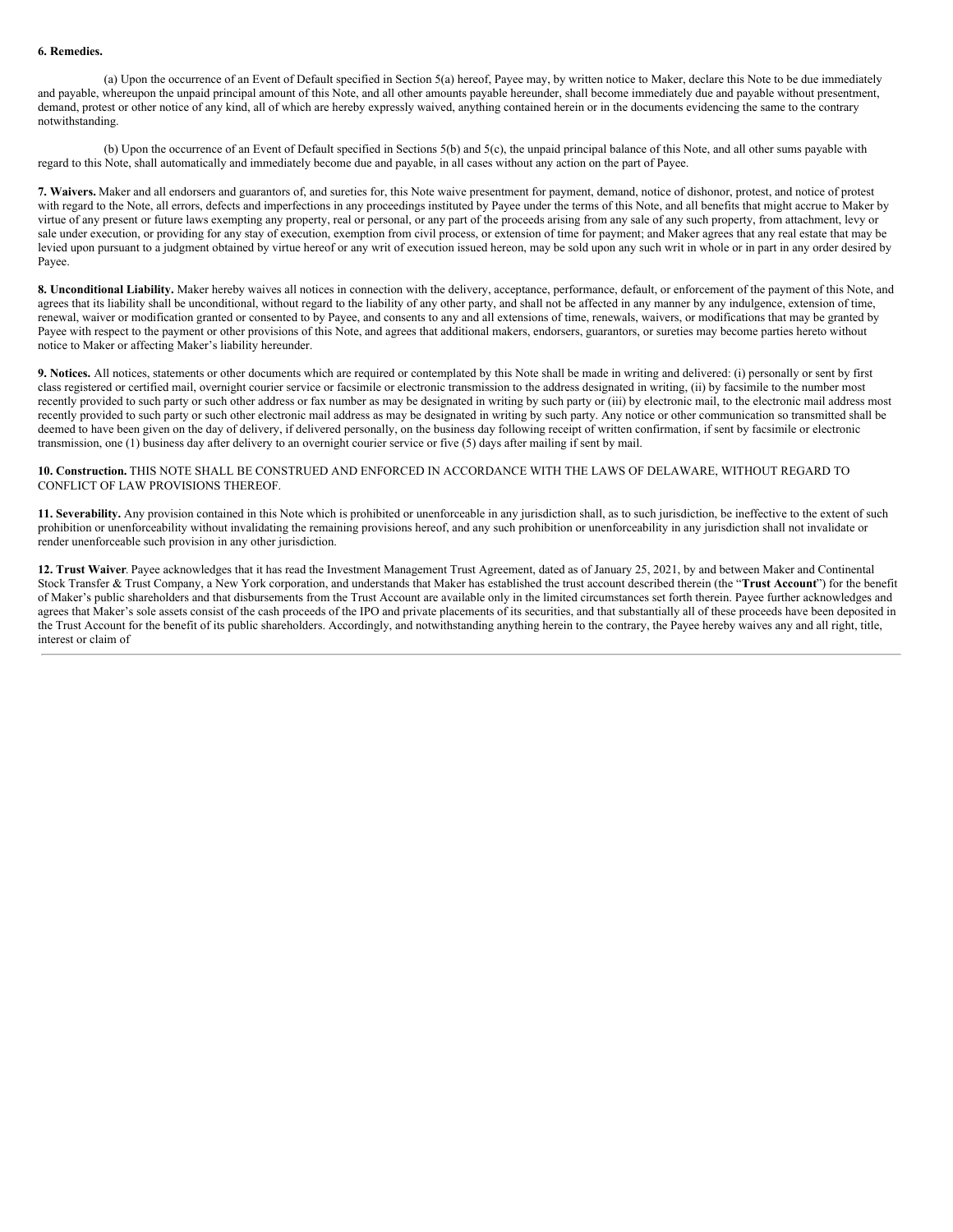**6. Remedies.**

(a) Upon the occurrence of an Event of Default specified in Section 5(a) hereof, Payee may, by written notice to Maker, declare this Note to be due immediately and payable, whereupon the unpaid principal amount of this Note, and all other amounts payable hereunder, shall become immediately due and payable without presentment, demand, protest or other notice of any kind, all of which are hereby expressly waived, anything contained herein or in the documents evidencing the same to the contrary notwithstanding.

(b) Upon the occurrence of an Event of Default specified in Sections 5(b) and 5(c), the unpaid principal balance of this Note, and all other sums payable with regard to this Note, shall automatically and immediately become due and payable, in all cases without any action on the part of Payee.

**7. Waivers.** Maker and all endorsers and guarantors of, and sureties for, this Note waive presentment for payment, demand, notice of dishonor, protest, and notice of protest with regard to the Note, all errors, defects and imperfections in any proceedings instituted by Payee under the terms of this Note, and all benefits that might accrue to Maker by virtue of any present or future laws exempting any property, real or personal, or any part of the proceeds arising from any sale of any such property, from attachment, levy or sale under execution, or providing for any stay of execution, exemption from civil process, or extension of time for payment; and Maker agrees that any real estate that may be levied upon pursuant to a judgment obtained by virtue hereof or any writ of execution issued hereon, may be sold upon any such writ in whole or in part in any order desired by Payee.

**8. Unconditional Liability.** Maker hereby waives all notices in connection with the delivery, acceptance, performance, default, or enforcement of the payment of this Note, and agrees that its liability shall be unconditional, without regard to the liability of any other party, and shall not be affected in any manner by any indulgence, extension of time, renewal, waiver or modification granted or consented to by Payee, and consents to any and all extensions of time, renewals, waivers, or modifications that may be granted by Payee with respect to the payment or other provisions of this Note, and agrees that additional makers, endorsers, guarantors, or sureties may become parties hereto without notice to Maker or affecting Maker's liability hereunder.

**9. Notices.** All notices, statements or other documents which are required or contemplated by this Note shall be made in writing and delivered: (i) personally or sent by first class registered or certified mail, overnight courier service or facsimile or electronic transmission to the address designated in writing, (ii) by facsimile to the number most recently provided to such party or such other address or fax number as may be designated in writing by such party or (iii) by electronic mail, to the electronic mail address most recently provided to such party or such other electronic mail address as may be designated in writing by such party. Any notice or other communication so transmitted shall be deemed to have been given on the day of delivery, if delivered personally, on the business day following receipt of written confirmation, if sent by facsimile or electronic transmission, one (1) business day after delivery to an overnight courier service or five (5) days after mailing if sent by mail.

**10. Construction.** THIS NOTE SHALL BE CONSTRUED AND ENFORCED IN ACCORDANCE WITH THE LAWS OF DELAWARE, WITHOUT REGARD TO CONFLICT OF LAW PROVISIONS THEREOF.

**11. Severability.** Any provision contained in this Note which is prohibited or unenforceable in any jurisdiction shall, as to such jurisdiction, be ineffective to the extent of such prohibition or unenforceability without invalidating the remaining provisions hereof, and any such prohibition or unenforceability in any jurisdiction shall not invalidate or render unenforceable such provision in any other jurisdiction.

**12. Trust Waiver**. Payee acknowledges that it has read the Investment Management Trust Agreement, dated as of January 25, 2021, by and between Maker and Continental Stock Transfer & Trust Company, a New York corporation, and understands that Maker has established the trust account described therein (the "**Trust Account**") for the benefit of Maker's public shareholders and that disbursements from the Trust Account are available only in the limited circumstances set forth therein. Payee further acknowledges and agrees that Maker's sole assets consist of the cash proceeds of the IPO and private placements of its securities, and that substantially all of these proceeds have been deposited in the Trust Account for the benefit of its public shareholders. Accordingly, and notwithstanding anything herein to the contrary, the Payee hereby waives any and all right, title, interest or claim of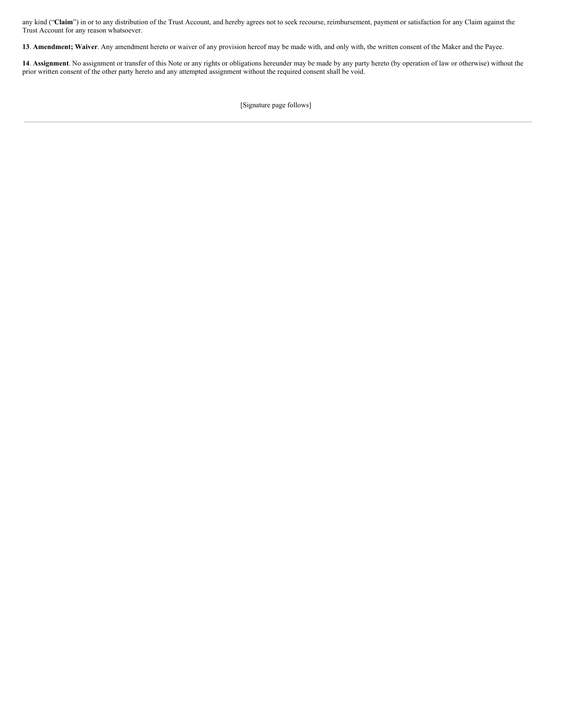any kind ("**Claim**") in or to any distribution of the Trust Account, and hereby agrees not to seek recourse, reimbursement, payment or satisfaction for any Claim against the Trust Account for any reason whatsoever.

**13**. **Amendment; Waiver**. Any amendment hereto or waiver of any provision hereof may be made with, and only with, the written consent of the Maker and the Payee.

**14**. **Assignment**. No assignment or transfer of this Note or any rights or obligations hereunder may be made by any party hereto (by operation of law or otherwise) without the prior written consent of the other party hereto and any attempted assignment without the required consent shall be void.

[Signature page follows]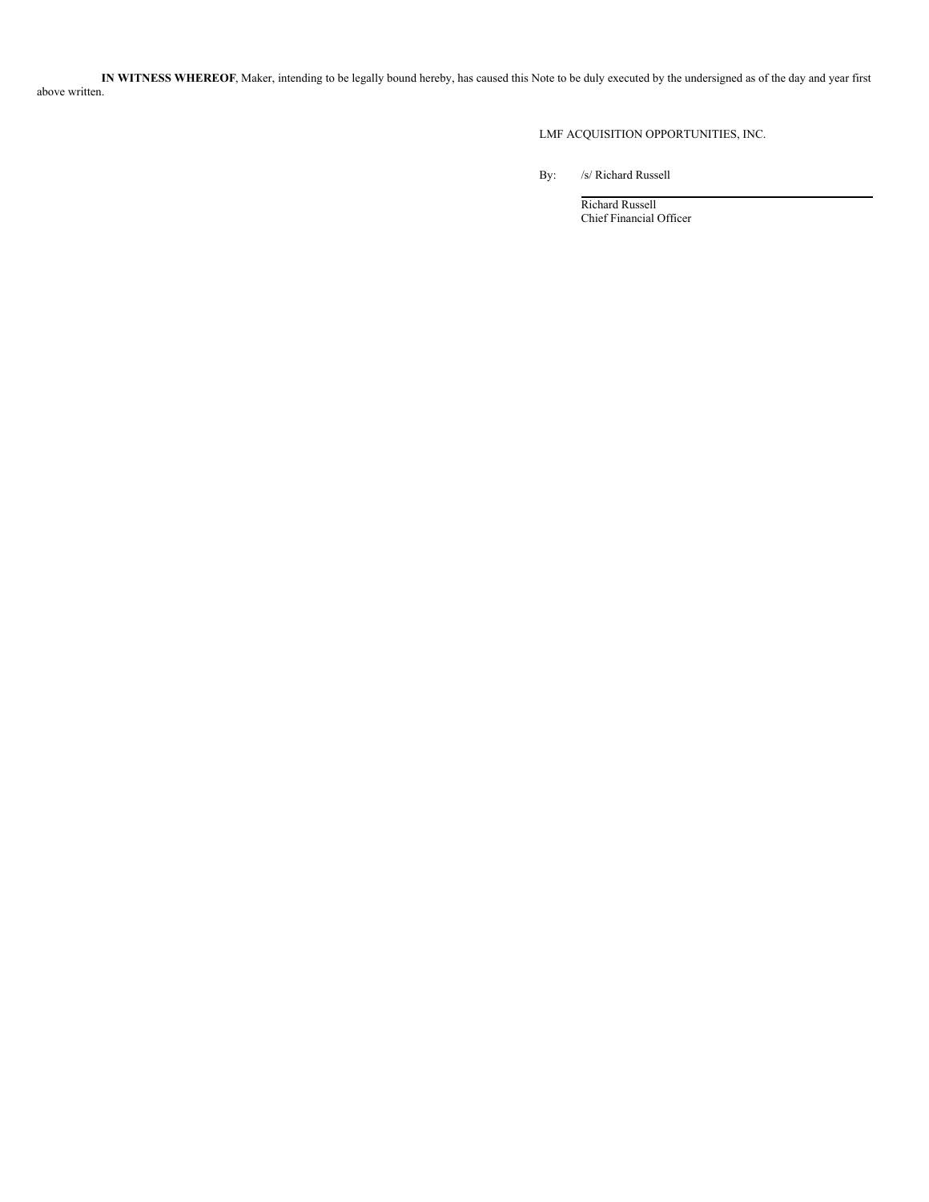**IN WITNESS WHEREOF**, Maker, intending to be legally bound hereby, has caused this Note to be duly executed by the undersigned as of the day and year first above written.

LMF ACQUISITION OPPORTUNITIES, INC.

By: /s/ Richard Russell

Richard Russell
Chief Financial Officer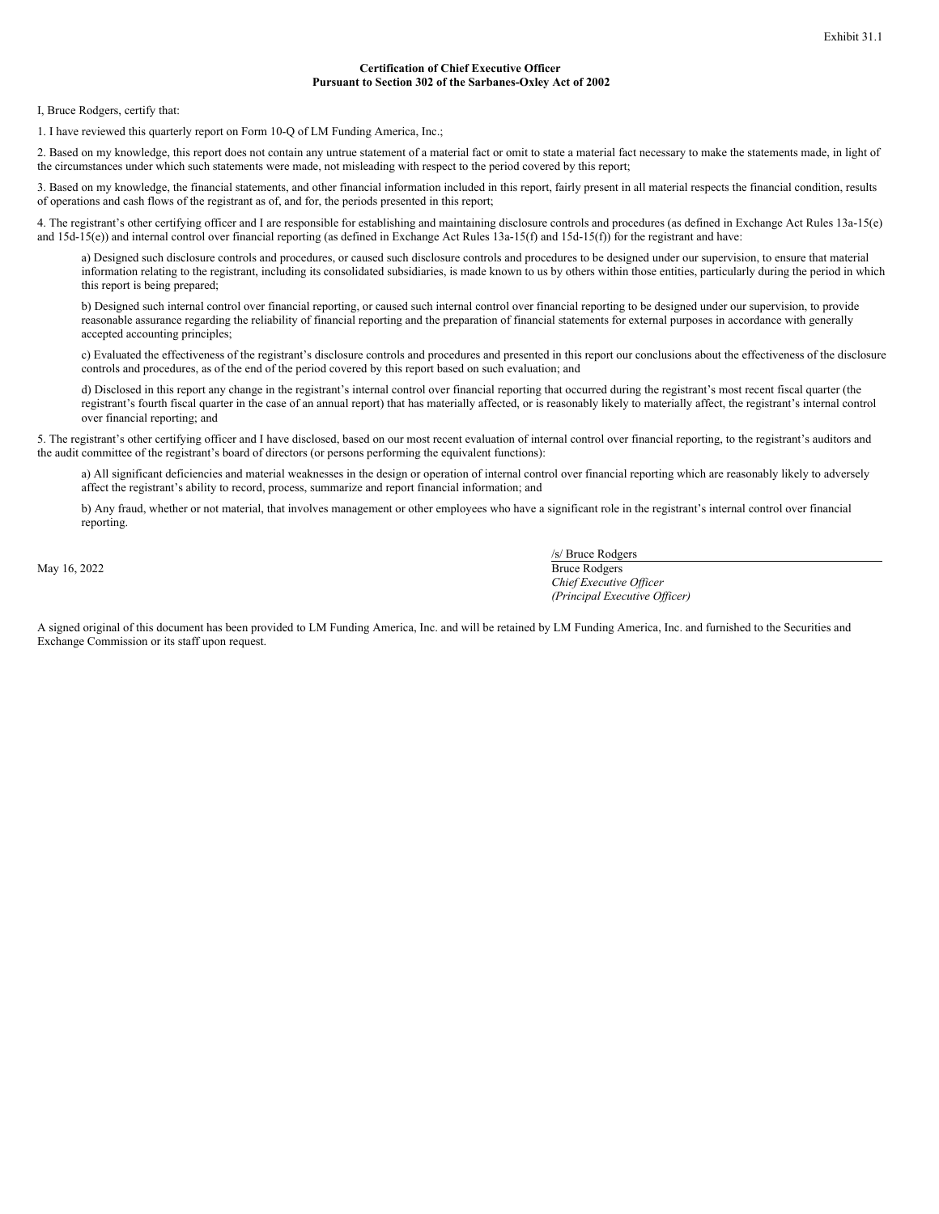Exhibit 31.1

**Certification of Chief Executive Officer**
**Pursuant to Section 302 of the Sarbanes-Oxley Act of 2002**

I, Bruce Rodgers, certify that:

1. I have reviewed this quarterly report on Form 10-Q of LM Funding America, Inc.;

2. Based on my knowledge, this report does not contain any untrue statement of a material fact or omit to state a material fact necessary to make the statements made, in light of the circumstances under which such statements were made, not misleading with respect to the period covered by this report;

3. Based on my knowledge, the financial statements, and other financial information included in this report, fairly present in all material respects the financial condition, results of operations and cash flows of the registrant as of, and for, the periods presented in this report;

4. The registrant's other certifying officer and I are responsible for establishing and maintaining disclosure controls and procedures (as defined in Exchange Act Rules 13a-15(e) and 15d-15(e)) and internal control over financial reporting (as defined in Exchange Act Rules 13a-15(f) and 15d-15(f)) for the registrant and have:

a) Designed such disclosure controls and procedures, or caused such disclosure controls and procedures to be designed under our supervision, to ensure that material information relating to the registrant, including its consolidated subsidiaries, is made known to us by others within those entities, particularly during the period in which this report is being prepared;

b) Designed such internal control over financial reporting, or caused such internal control over financial reporting to be designed under our supervision, to provide reasonable assurance regarding the reliability of financial reporting and the preparation of financial statements for external purposes in accordance with generally accepted accounting principles;

c) Evaluated the effectiveness of the registrant's disclosure controls and procedures and presented in this report our conclusions about the effectiveness of the disclosure controls and procedures, as of the end of the period covered by this report based on such evaluation; and

d) Disclosed in this report any change in the registrant's internal control over financial reporting that occurred during the registrant's most recent fiscal quarter (the registrant's fourth fiscal quarter in the case of an annual report) that has materially affected, or is reasonably likely to materially affect, the registrant's internal control over financial reporting; and

5. The registrant's other certifying officer and I have disclosed, based on our most recent evaluation of internal control over financial reporting, to the registrant's auditors and the audit committee of the registrant's board of directors (or persons performing the equivalent functions):

a) All significant deficiencies and material weaknesses in the design or operation of internal control over financial reporting which are reasonably likely to adversely affect the registrant's ability to record, process, summarize and report financial information; and

b) Any fraud, whether or not material, that involves management or other employees who have a significant role in the registrant's internal control over financial reporting.

May 16, 2022

/s/ Bruce Rodgers
Bruce Rodgers
*Chief Executive Officer*
*(Principal Executive Officer)*

A signed original of this document has been provided to LM Funding America, Inc. and will be retained by LM Funding America, Inc. and furnished to the Securities and Exchange Commission or its staff upon request.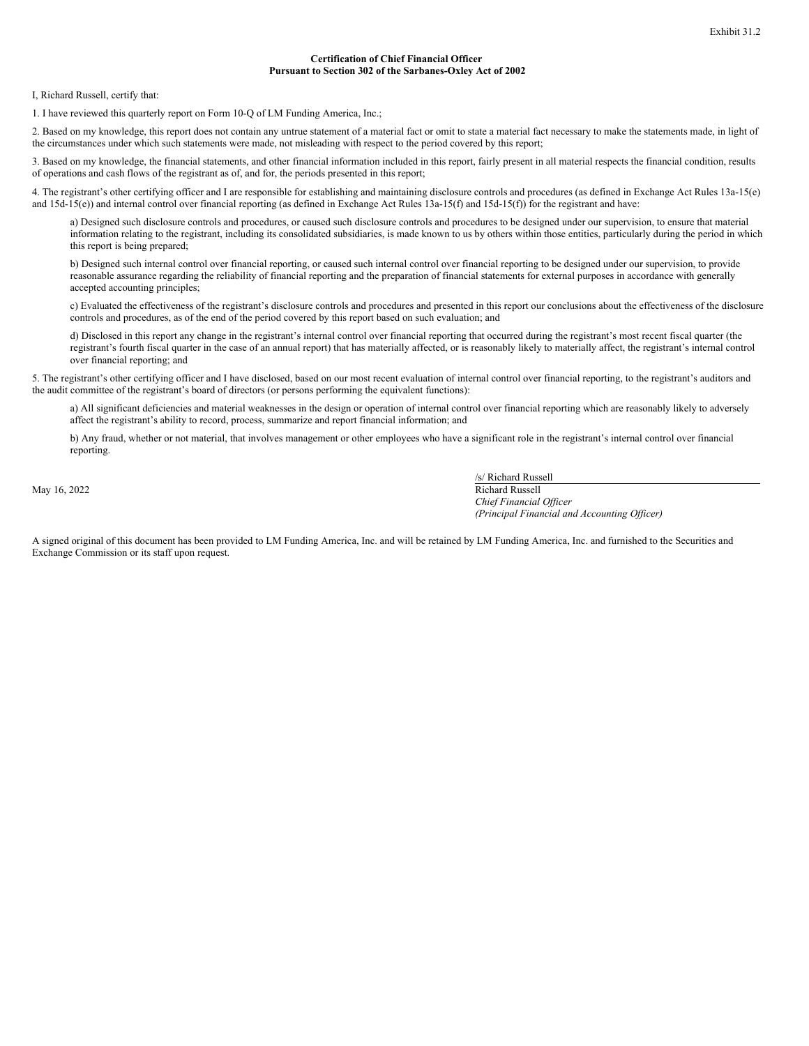Exhibit 31.2

**Certification of Chief Financial Officer**
**Pursuant to Section 302 of the Sarbanes-Oxley Act of 2002**

I, Richard Russell, certify that:

1. I have reviewed this quarterly report on Form 10-Q of LM Funding America, Inc.;

2. Based on my knowledge, this report does not contain any untrue statement of a material fact or omit to state a material fact necessary to make the statements made, in light of the circumstances under which such statements were made, not misleading with respect to the period covered by this report;

3. Based on my knowledge, the financial statements, and other financial information included in this report, fairly present in all material respects the financial condition, results of operations and cash flows of the registrant as of, and for, the periods presented in this report;

4. The registrant's other certifying officer and I are responsible for establishing and maintaining disclosure controls and procedures (as defined in Exchange Act Rules 13a-15(e) and 15d-15(e)) and internal control over financial reporting (as defined in Exchange Act Rules 13a-15(f) and 15d-15(f)) for the registrant and have:

   a) Designed such disclosure controls and procedures, or caused such disclosure controls and procedures to be designed under our supervision, to ensure that material information relating to the registrant, including its consolidated subsidiaries, is made known to us by others within those entities, particularly during the period in which this report is being prepared;

   b) Designed such internal control over financial reporting, or caused such internal control over financial reporting to be designed under our supervision, to provide reasonable assurance regarding the reliability of financial reporting and the preparation of financial statements for external purposes in accordance with generally accepted accounting principles;

   c) Evaluated the effectiveness of the registrant's disclosure controls and procedures and presented in this report our conclusions about the effectiveness of the disclosure controls and procedures, as of the end of the period covered by this report based on such evaluation; and

   d) Disclosed in this report any change in the registrant's internal control over financial reporting that occurred during the registrant's most recent fiscal quarter (the registrant's fourth fiscal quarter in the case of an annual report) that has materially affected, or is reasonably likely to materially affect, the registrant's internal control over financial reporting; and

5. The registrant's other certifying officer and I have disclosed, based on our most recent evaluation of internal control over financial reporting, to the registrant's auditors and the audit committee of the registrant's board of directors (or persons performing the equivalent functions):

   a) All significant deficiencies and material weaknesses in the design or operation of internal control over financial reporting which are reasonably likely to adversely affect the registrant's ability to record, process, summarize and report financial information; and

   b) Any fraud, whether or not material, that involves management or other employees who have a significant role in the registrant's internal control over financial reporting.

May 16, 2022

/s/ Richard Russell
Richard Russell
*Chief Financial Officer*
*(Principal Financial and Accounting Officer)*

A signed original of this document has been provided to LM Funding America, Inc. and will be retained by LM Funding America, Inc. and furnished to the Securities and Exchange Commission or its staff upon request.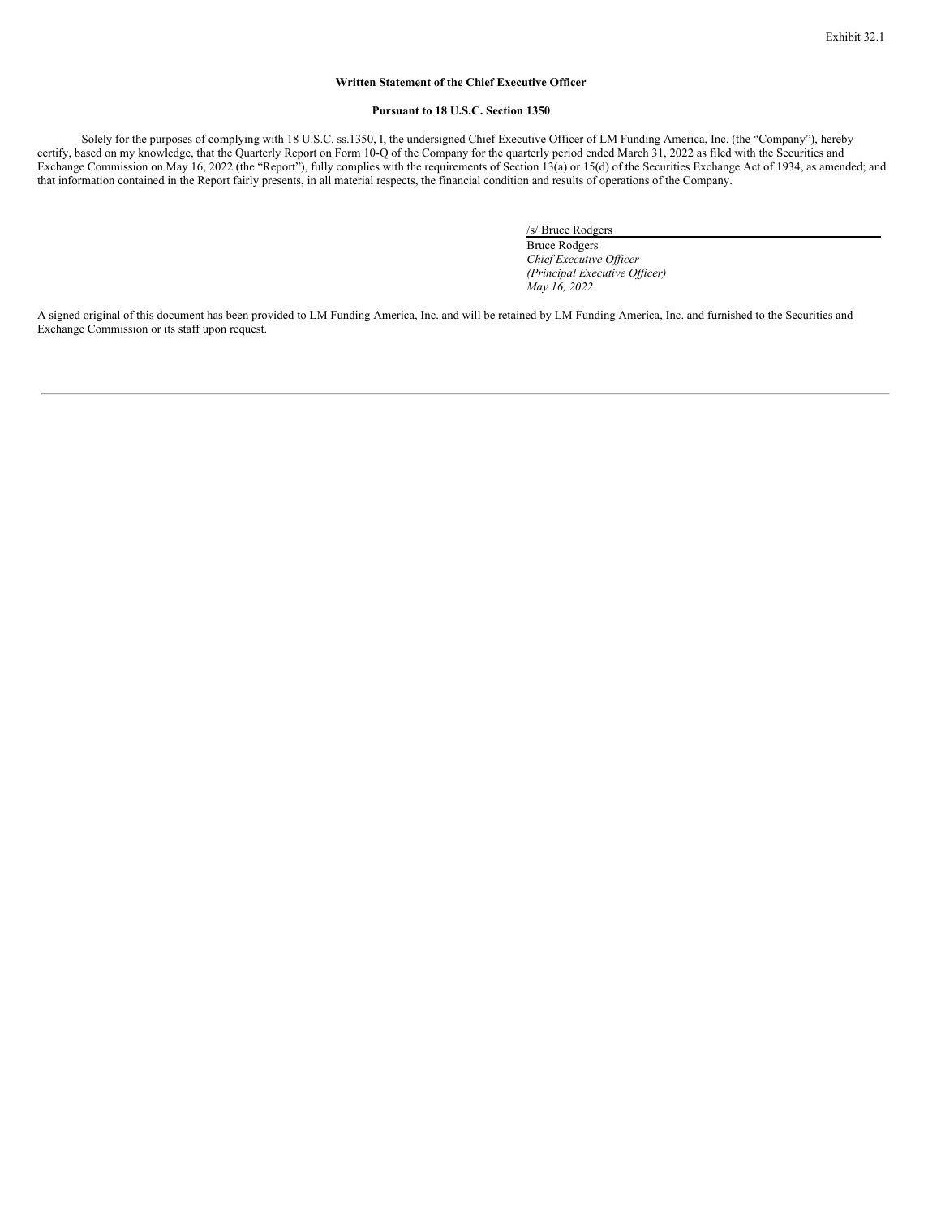Exhibit 32.1

**Written Statement of the Chief Executive Officer**

**Pursuant to 18 U.S.C. Section 1350**

Solely for the purposes of complying with 18 U.S.C. ss.1350, I, the undersigned Chief Executive Officer of LM Funding America, Inc. (the "Company"), hereby certify, based on my knowledge, that the Quarterly Report on Form 10-Q of the Company for the quarterly period ended March 31, 2022 as filed with the Securities and Exchange Commission on May 16, 2022 (the "Report"), fully complies with the requirements of Section 13(a) or 15(d) of the Securities Exchange Act of 1934, as amended; and that information contained in the Report fairly presents, in all material respects, the financial condition and results of operations of the Company.

/s/ Bruce Rodgers
Bruce Rodgers
*Chief Executive Officer*
*(Principal Executive Officer)*
*May 16, 2022*

A signed original of this document has been provided to LM Funding America, Inc. and will be retained by LM Funding America, Inc. and furnished to the Securities and Exchange Commission or its staff upon request.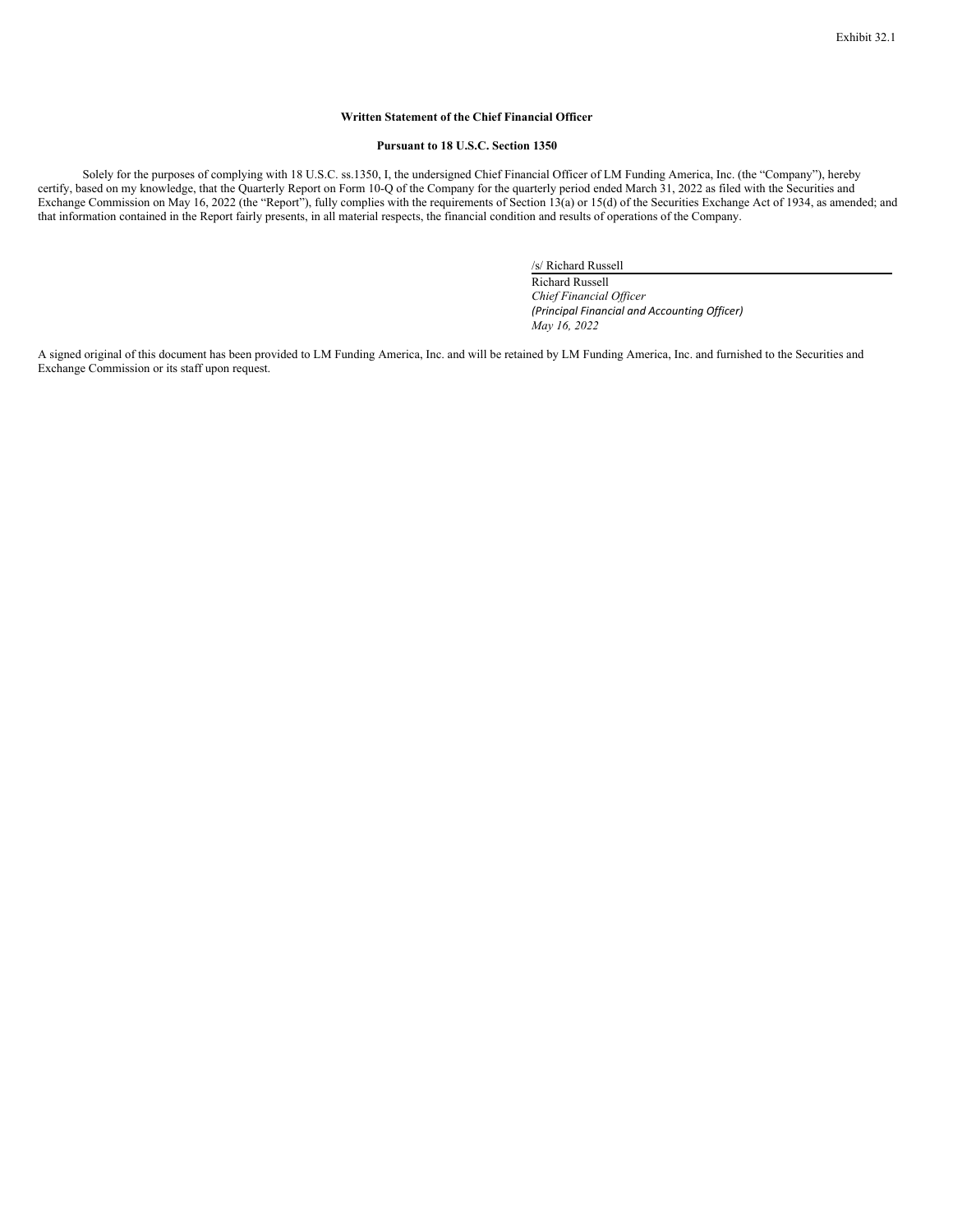Exhibit 32.1

**Written Statement of the Chief Financial Officer**

**Pursuant to 18 U.S.C. Section 1350**

Solely for the purposes of complying with 18 U.S.C. ss.1350, I, the undersigned Chief Financial Officer of LM Funding America, Inc. (the "Company"), hereby certify, based on my knowledge, that the Quarterly Report on Form 10-Q of the Company for the quarterly period ended March 31, 2022 as filed with the Securities and Exchange Commission on May 16, 2022 (the "Report"), fully complies with the requirements of Section 13(a) or 15(d) of the Securities Exchange Act of 1934, as amended; and that information contained in the Report fairly presents, in all material respects, the financial condition and results of operations of the Company.

/s/ Richard Russell
Richard Russell
*Chief Financial Officer*
*(Principal Financial and Accounting Officer)*
*May 16, 2022*

A signed original of this document has been provided to LM Funding America, Inc. and will be retained by LM Funding America, Inc. and furnished to the Securities and Exchange Commission or its staff upon request.